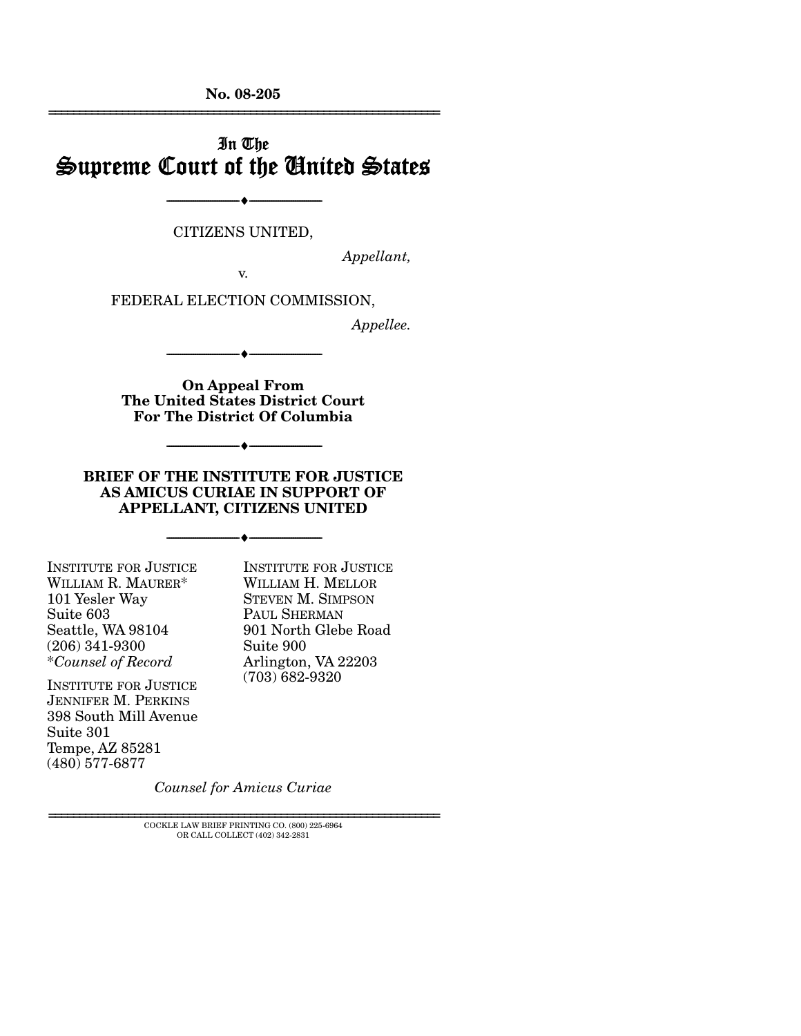**No. 08-205**

---

# In The Supreme Court of the United States

---

CITIZENS UNITED,

*Appellant,*

v.

FEDERAL ELECTION COMMISSION,

*Appellee.*

---

**On Appeal From The United States District Court For The District Of Columbia**

---

**BRIEF OF THE INSTITUTE FOR JUSTICE AS AMICUS CURIAE IN SUPPORT OF APPELLANT, CITIZENS UNITED**

---

INSTITUTE FOR JUSTICE
WILLIAM R. MAURER*
101 Yesler Way
Suite 603
Seattle, WA 98104
(206) 341-9300
**Counsel of Record*

INSTITUTE FOR JUSTICE
JENNIFER M. PERKINS
398 South Mill Avenue
Suite 301
Tempe, AZ 85281
(480) 577-6877

INSTITUTE FOR JUSTICE
WILLIAM H. MELLOR
STEVEN M. SIMPSON
PAUL SHERMAN
901 North Glebe Road
Suite 900
Arlington, VA 22203
(703) 682-9320

*Counsel for Amicus Curiae*

---

COCKLE LAW BRIEF PRINTING CO. (800) 225-6964
OR CALL COLLECT (402) 342-2831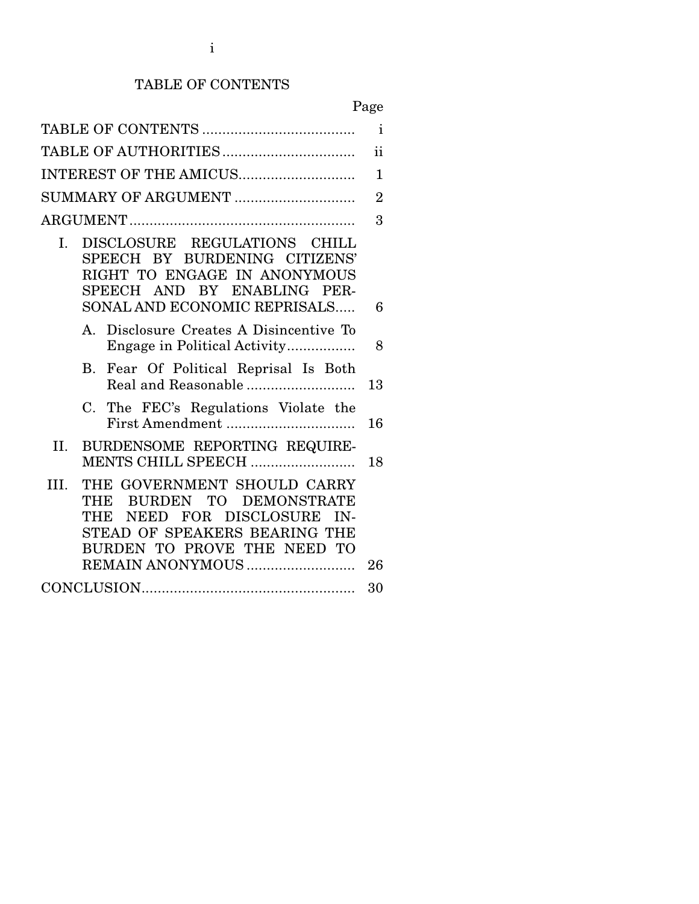# TABLE OF CONTENTS

| | Page |
|---|---|
| TABLE OF CONTENTS | i |
| TABLE OF AUTHORITIES | ii |
| INTEREST OF THE AMICUS | 1 |
| SUMMARY OF ARGUMENT | 2 |
| ARGUMENT | 3 |
| I. DISCLOSURE REGULATIONS CHILL SPEECH BY BURDENING CITIZENS' RIGHT TO ENGAGE IN ANONYMOUS SPEECH AND BY ENABLING PERSONAL AND ECONOMIC REPRISALS | 6 |
| A. Disclosure Creates A Disincentive To Engage in Political Activity | 8 |
| B. Fear Of Political Reprisal Is Both Real and Reasonable | 13 |
| C. The FEC's Regulations Violate the First Amendment | 16 |
| II. BURDENSOME REPORTING REQUIREMENTS CHILL SPEECH | 18 |
| III. THE GOVERNMENT SHOULD CARRY THE BURDEN TO DEMONSTRATE THE NEED FOR DISCLOSURE INSTEAD OF SPEAKERS BEARING THE BURDEN TO PROVE THE NEED TO REMAIN ANONYMOUS | 26 |
| CONCLUSION | 30 |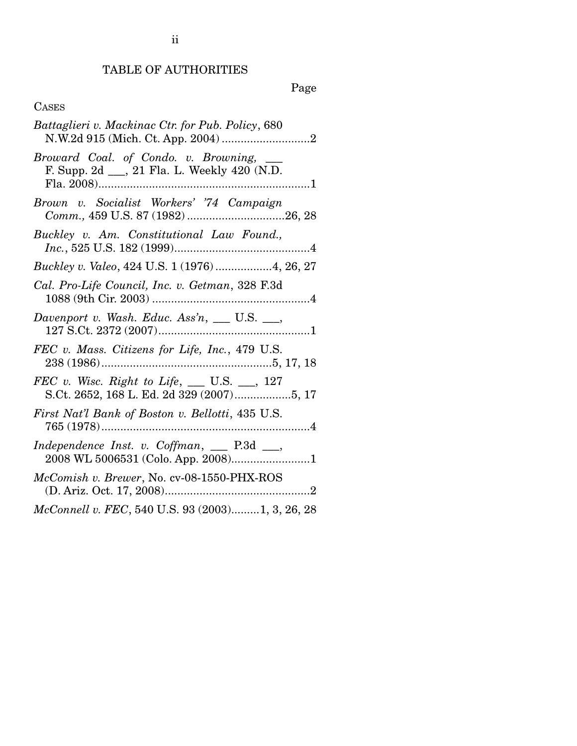# TABLE OF AUTHORITIES

Page

CASES

*Battaglieri v. Mackinac Ctr. for Pub. Policy*, 680 N.W.2d 915 (Mich. Ct. App. 2004) ............................2

*Broward Coal. of Condo. v. Browning*, ___ F. Supp. 2d ___, 21 Fla. L. Weekly 420 (N.D. Fla. 2008)...................................................................1

*Brown v. Socialist Workers' '74 Campaign Comm.,* 459 U.S. 87 (1982) ...............................26, 28

*Buckley v. Am. Constitutional Law Found., Inc.*, 525 U.S. 182 (1999)...........................................4

*Buckley v. Valeo*, 424 U.S. 1 (1976) ..................4, 26, 27

*Cal. Pro-Life Council, Inc. v. Getman*, 328 F.3d 1088 (9th Cir. 2003) ..................................................4

*Davenport v. Wash. Educ. Ass'n*, ___ U.S. ___, 127 S.Ct. 2372 (2007)................................................1

*FEC v. Mass. Citizens for Life, Inc.*, 479 U.S. 238 (1986)......................................................5, 17, 18

*FEC v. Wisc. Right to Life*, ___ U.S. ___, 127 S.Ct. 2652, 168 L. Ed. 2d 329 (2007)..................5, 17

*First Nat'l Bank of Boston v. Bellotti*, 435 U.S. 765 (1978)..................................................................4

*Independence Inst. v. Coffman*, ___ P.3d ___, 2008 WL 5006531 (Colo. App. 2008).........................1

*McComish v. Brewer*, No. cv-08-1550-PHX-ROS (D. Ariz. Oct. 17, 2008)..............................................2

*McConnell v. FEC*, 540 U.S. 93 (2003).........1, 3, 26, 28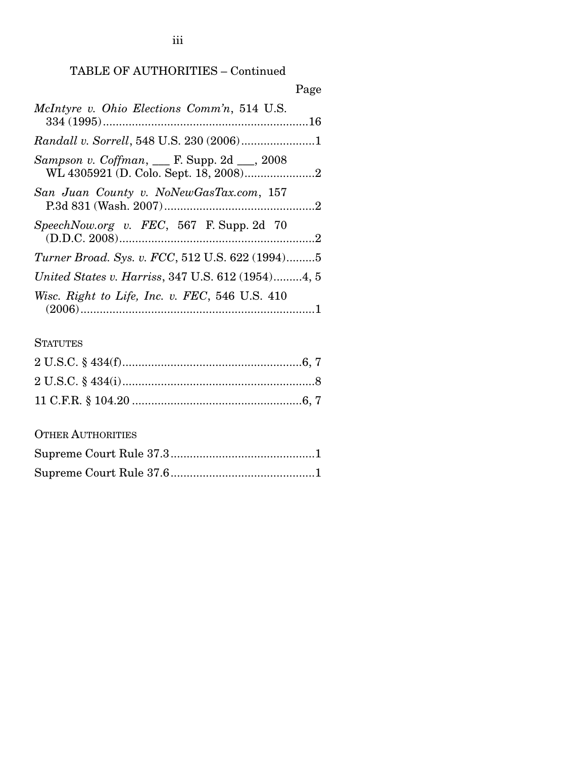TABLE OF AUTHORITIES – Continued

| | Page |
|---|---|
| *McIntyre v. Ohio Elections Comm'n*, 514 U.S. 334 (1995) | 16 |
| *Randall v. Sorrell*, 548 U.S. 230 (2006) | 1 |
| *Sampson v. Coffman*, ___ F. Supp. 2d ___, 2008 WL 4305921 (D. Colo. Sept. 18, 2008) | 2 |
| *San Juan County v. NoNewGasTax.com*, 157 P.3d 831 (Wash. 2007) | 2 |
| *SpeechNow.org v. FEC*, 567 F. Supp. 2d 70 (D.D.C. 2008) | 2 |
| *Turner Broad. Sys. v. FCC*, 512 U.S. 622 (1994) | 5 |
| *United States v. Harriss*, 347 U.S. 612 (1954) | 4, 5 |
| *Wisc. Right to Life, Inc. v. FEC*, 546 U.S. 410 (2006) | 1 |

STATUTES

| | |
|---|---|
| 2 U.S.C. § 434(f) | 6, 7 |
| 2 U.S.C. § 434(i) | 8 |
| 11 C.F.R. § 104.20 | 6, 7 |

OTHER AUTHORITIES

| | |
|---|---|
| Supreme Court Rule 37.3 | 1 |
| Supreme Court Rule 37.6 | 1 |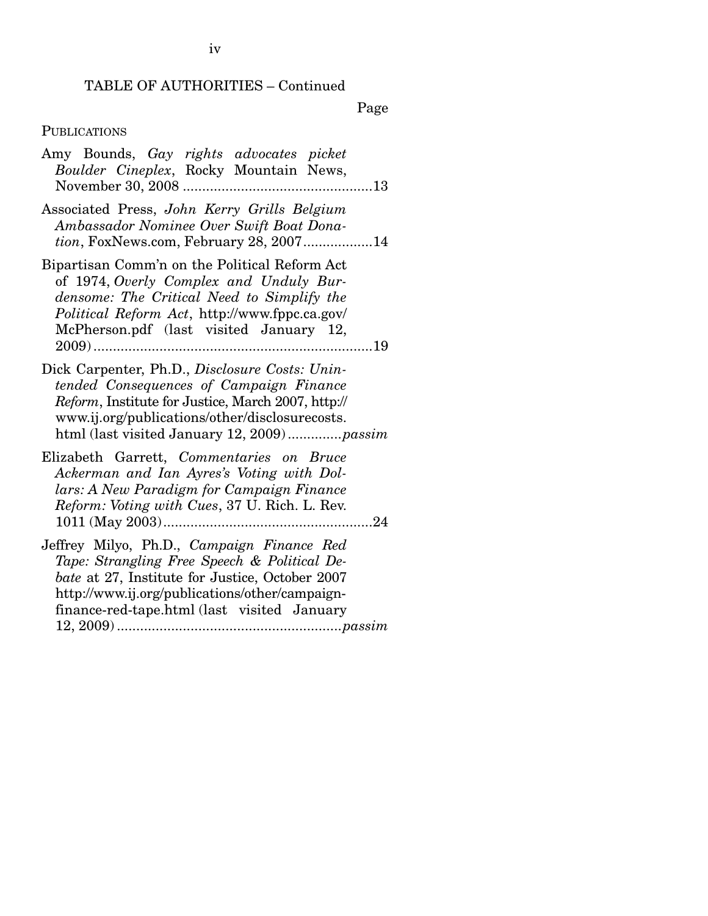TABLE OF AUTHORITIES – Continued

Page

PUBLICATIONS

Amy Bounds, *Gay rights advocates picket Boulder Cineplex*, Rocky Mountain News, November 30, 2008 ....................................................13

Associated Press, *John Kerry Grills Belgium Ambassador Nominee Over Swift Boat Donation*, FoxNews.com, February 28, 2007..................14

Bipartisan Comm'n on the Political Reform Act of 1974, *Overly Complex and Unduly Burdensome: The Critical Need to Simplify the Political Reform Act*, http://www.fppc.ca.gov/McPherson.pdf (last visited January 12, 2009)........................................................................19

Dick Carpenter, Ph.D., *Disclosure Costs: Unintended Consequences of Campaign Finance Reform*, Institute for Justice, March 2007, http://www.ij.org/publications/other/disclosurecosts.html (last visited January 12, 2009).............*passim*

Elizabeth Garrett, *Commentaries on Bruce Ackerman and Ian Ayres's Voting with Dollars: A New Paradigm for Campaign Finance Reform: Voting with Cues*, 37 U. Rich. L. Rev. 1011 (May 2003)......................................................24

Jeffrey Milyo, Ph.D., *Campaign Finance Red Tape: Strangling Free Speech & Political Debate* at 27, Institute for Justice, October 2007 http://www.ij.org/publications/other/campaign-finance-red-tape.html (last visited January 12, 2009).........................................................*passim*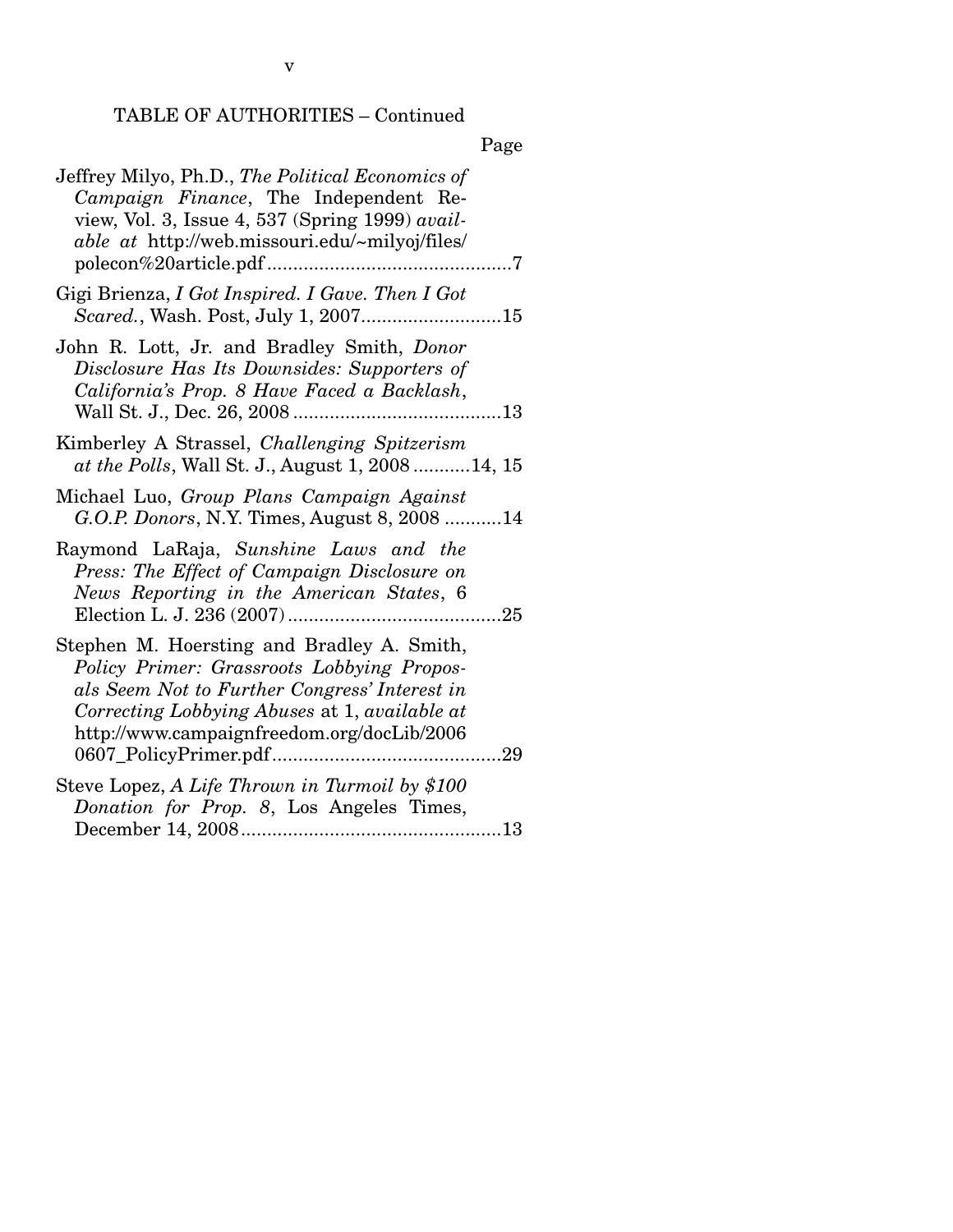TABLE OF AUTHORITIES – Continued

Page

Jeffrey Milyo, Ph.D., *The Political Economics of Campaign Finance*, The Independent Review, Vol. 3, Issue 4, 537 (Spring 1999) *available at* http://web.missouri.edu/~milyoj/files/polecon%20article.pdf ............................................7

Gigi Brienza, *I Got Inspired. I Gave. Then I Got Scared.*, Wash. Post, July 1, 2007..........................15

John R. Lott, Jr. and Bradley Smith, *Donor Disclosure Has Its Downsides: Supporters of California's Prop. 8 Have Faced a Backlash*, Wall St. J., Dec. 26, 2008 ........................................13

Kimberley A Strassel, *Challenging Spitzerism at the Polls*, Wall St. J., August 1, 2008 ...........14, 15

Michael Luo, *Group Plans Campaign Against G.O.P. Donors*, N.Y. Times, August 8, 2008 ...........14

Raymond LaRaja, *Sunshine Laws and the Press: The Effect of Campaign Disclosure on News Reporting in the American States*, 6 Election L. J. 236 (2007) ........................................25

Stephen M. Hoersting and Bradley A. Smith, *Policy Primer: Grassroots Lobbying Proposals Seem Not to Further Congress' Interest in Correcting Lobbying Abuses* at 1, *available at* http://www.campaignfreedom.org/docLib/20060607_PolicyPrimer.pdf ..........................................29

Steve Lopez, *A Life Thrown in Turmoil by $100 Donation for Prop. 8*, Los Angeles Times, December 14, 2008 .................................................13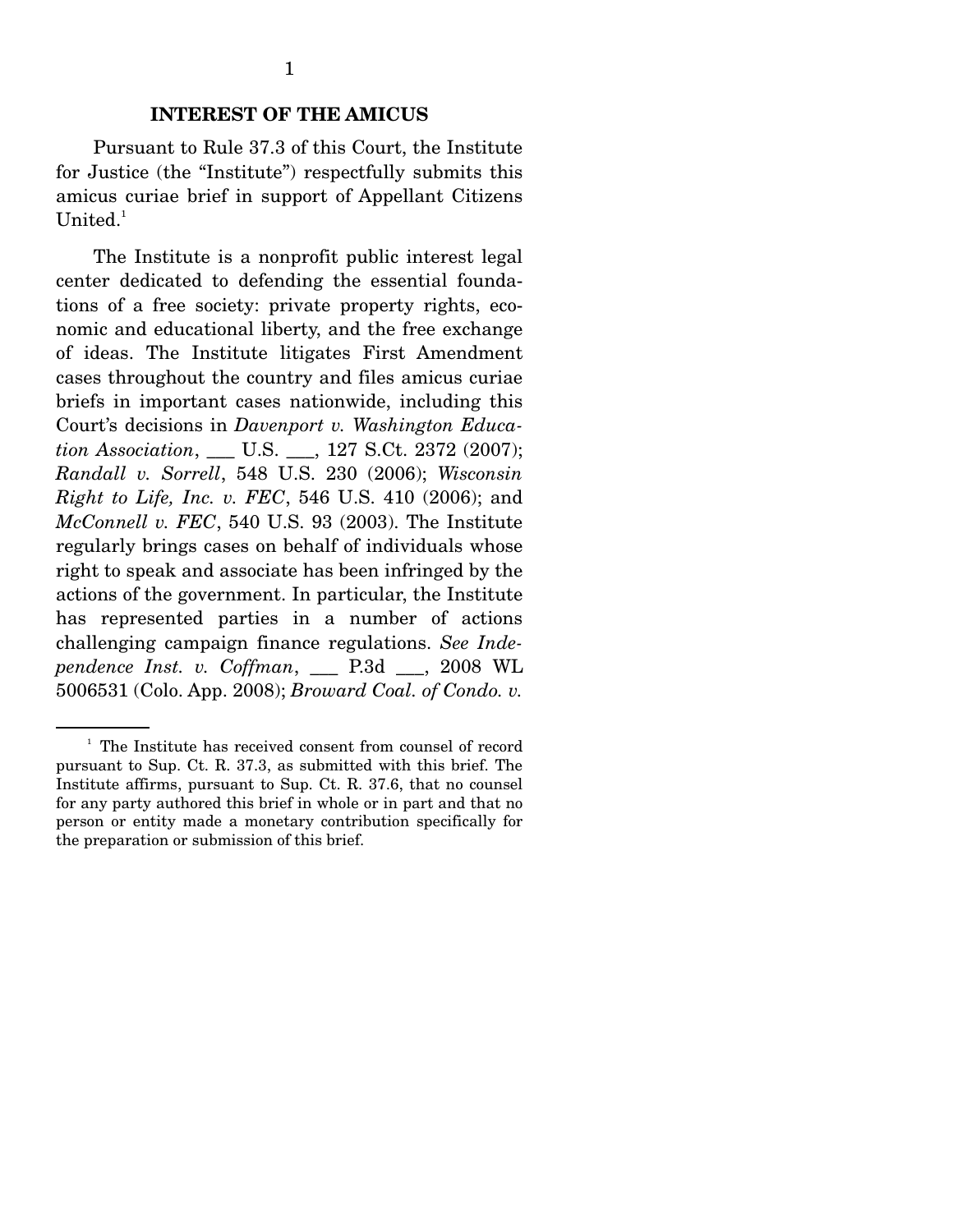## INTEREST OF THE AMICUS

Pursuant to Rule 37.3 of this Court, the Institute for Justice (the "Institute") respectfully submits this amicus curiae brief in support of Appellant Citizens United.[1]

The Institute is a nonprofit public interest legal center dedicated to defending the essential foundations of a free society: private property rights, economic and educational liberty, and the free exchange of ideas. The Institute litigates First Amendment cases throughout the country and files amicus curiae briefs in important cases nationwide, including this Court's decisions in *Davenport v. Washington Education Association*, ___ U.S. ___, 127 S.Ct. 2372 (2007); *Randall v. Sorrell*, 548 U.S. 230 (2006); *Wisconsin Right to Life, Inc. v. FEC*, 546 U.S. 410 (2006); and *McConnell v. FEC*, 540 U.S. 93 (2003). The Institute regularly brings cases on behalf of individuals whose right to speak and associate has been infringed by the actions of the government. In particular, the Institute has represented parties in a number of actions challenging campaign finance regulations. *See Independence Inst. v. Coffman*, ___ P.3d ___, 2008 WL 5006531 (Colo. App. 2008); *Broward Coal. of Condo. v.*

---

[1] The Institute has received consent from counsel of record pursuant to Sup. Ct. R. 37.3, as submitted with this brief. The Institute affirms, pursuant to Sup. Ct. R. 37.6, that no counsel for any party authored this brief in whole or in part and that no person or entity made a monetary contribution specifically for the preparation or submission of this brief.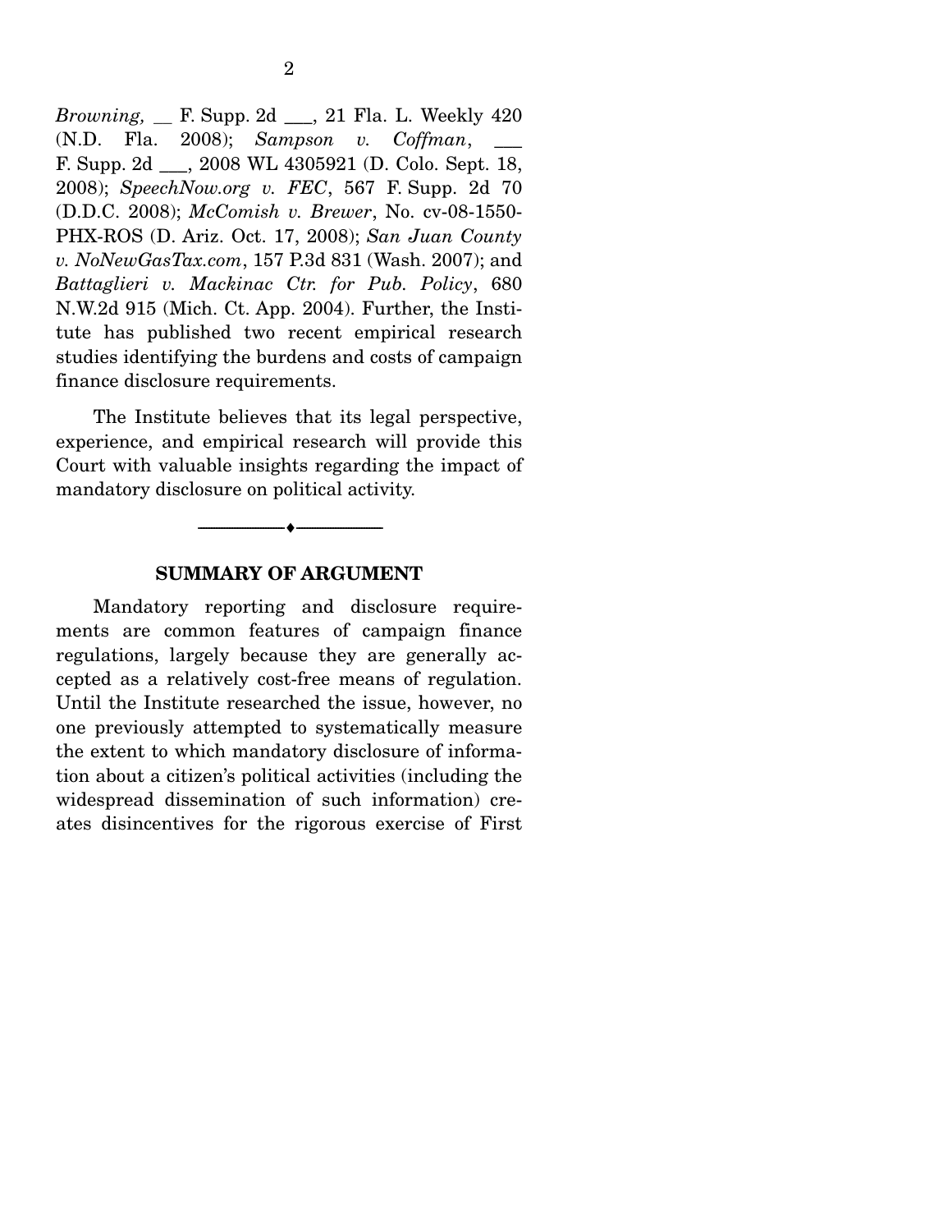*Browning,* __ F. Supp. 2d ___, 21 Fla. L. Weekly 420 (N.D. Fla. 2008); *Sampson v. Coffman*, ___ F. Supp. 2d ___, 2008 WL 4305921 (D. Colo. Sept. 18, 2008); *SpeechNow.org v. FEC*, 567 F. Supp. 2d 70 (D.D.C. 2008); *McComish v. Brewer*, No. cv-08-1550-PHX-ROS (D. Ariz. Oct. 17, 2008); *San Juan County v. NoNewGasTax.com*, 157 P.3d 831 (Wash. 2007); and *Battaglieri v. Mackinac Ctr. for Pub. Policy*, 680 N.W.2d 915 (Mich. Ct. App. 2004). Further, the Institute has published two recent empirical research studies identifying the burdens and costs of campaign finance disclosure requirements.

The Institute believes that its legal perspective, experience, and empirical research will provide this Court with valuable insights regarding the impact of mandatory disclosure on political activity.

---

## SUMMARY OF ARGUMENT

Mandatory reporting and disclosure requirements are common features of campaign finance regulations, largely because they are generally accepted as a relatively cost-free means of regulation. Until the Institute researched the issue, however, no one previously attempted to systematically measure the extent to which mandatory disclosure of information about a citizen's political activities (including the widespread dissemination of such information) creates disincentives for the rigorous exercise of First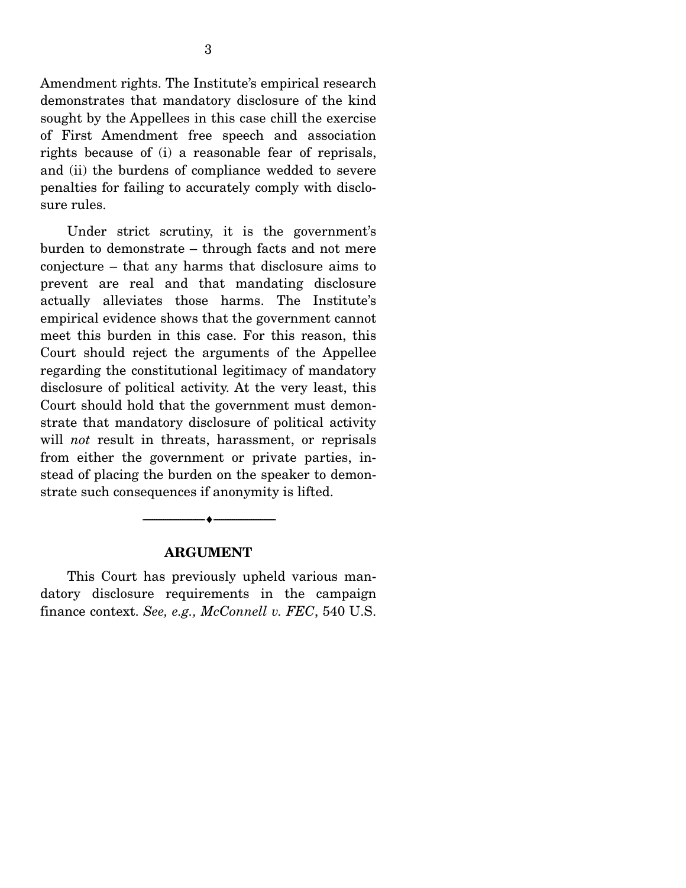Amendment rights. The Institute's empirical research demonstrates that mandatory disclosure of the kind sought by the Appellees in this case chill the exercise of First Amendment free speech and association rights because of (i) a reasonable fear of reprisals, and (ii) the burdens of compliance wedded to severe penalties for failing to accurately comply with disclosure rules.

Under strict scrutiny, it is the government's burden to demonstrate – through facts and not mere conjecture – that any harms that disclosure aims to prevent are real and that mandating disclosure actually alleviates those harms. The Institute's empirical evidence shows that the government cannot meet this burden in this case. For this reason, this Court should reject the arguments of the Appellee regarding the constitutional legitimacy of mandatory disclosure of political activity. At the very least, this Court should hold that the government must demonstrate that mandatory disclosure of political activity will *not* result in threats, harassment, or reprisals from either the government or private parties, instead of placing the burden on the speaker to demonstrate such consequences if anonymity is lifted.

## ARGUMENT

This Court has previously upheld various mandatory disclosure requirements in the campaign finance context. *See, e.g., McConnell v. FEC*, 540 U.S.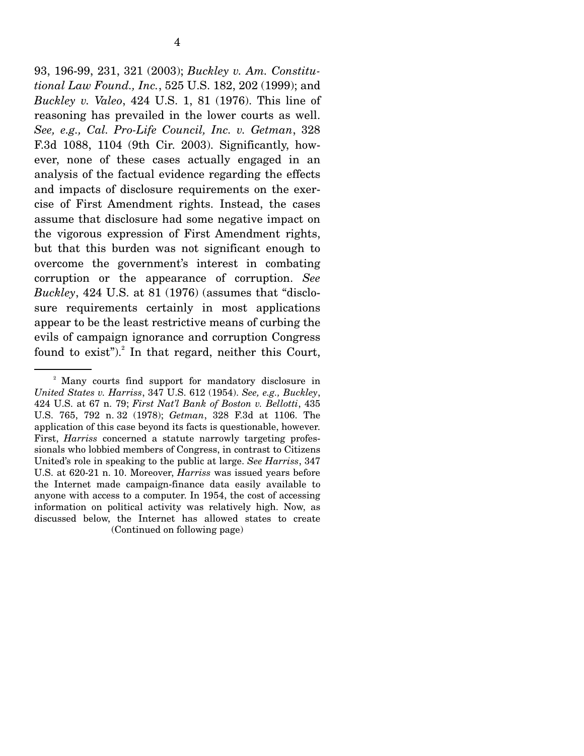93, 196-99, 231, 321 (2003); *Buckley v. Am. Constitutional Law Found., Inc.*, 525 U.S. 182, 202 (1999); and *Buckley v. Valeo*, 424 U.S. 1, 81 (1976). This line of reasoning has prevailed in the lower courts as well. *See, e.g., Cal. Pro-Life Council, Inc. v. Getman*, 328 F.3d 1088, 1104 (9th Cir. 2003). Significantly, however, none of these cases actually engaged in an analysis of the factual evidence regarding the effects and impacts of disclosure requirements on the exercise of First Amendment rights. Instead, the cases assume that disclosure had some negative impact on the vigorous expression of First Amendment rights, but that this burden was not significant enough to overcome the government's interest in combating corruption or the appearance of corruption. *See Buckley*, 424 U.S. at 81 (1976) (assumes that "disclosure requirements certainly in most applications appear to be the least restrictive means of curbing the evils of campaign ignorance and corruption Congress found to exist").[2] In that regard, neither this Court,

---

[2] Many courts find support for mandatory disclosure in *United States v. Harriss*, 347 U.S. 612 (1954). *See, e.g., Buckley*, 424 U.S. at 67 n. 79; *First Nat'l Bank of Boston v. Bellotti*, 435 U.S. 765, 792 n. 32 (1978); *Getman*, 328 F.3d at 1106. The application of this case beyond its facts is questionable, however. First, *Harriss* concerned a statute narrowly targeting professionals who lobbied members of Congress, in contrast to Citizens United's role in speaking to the public at large. *See Harriss*, 347 U.S. at 620-21 n. 10. Moreover, *Harriss* was issued years before the Internet made campaign-finance data easily available to anyone with access to a computer. In 1954, the cost of accessing information on political activity was relatively high. Now, as discussed below, the Internet has allowed states to create

(Continued on following page)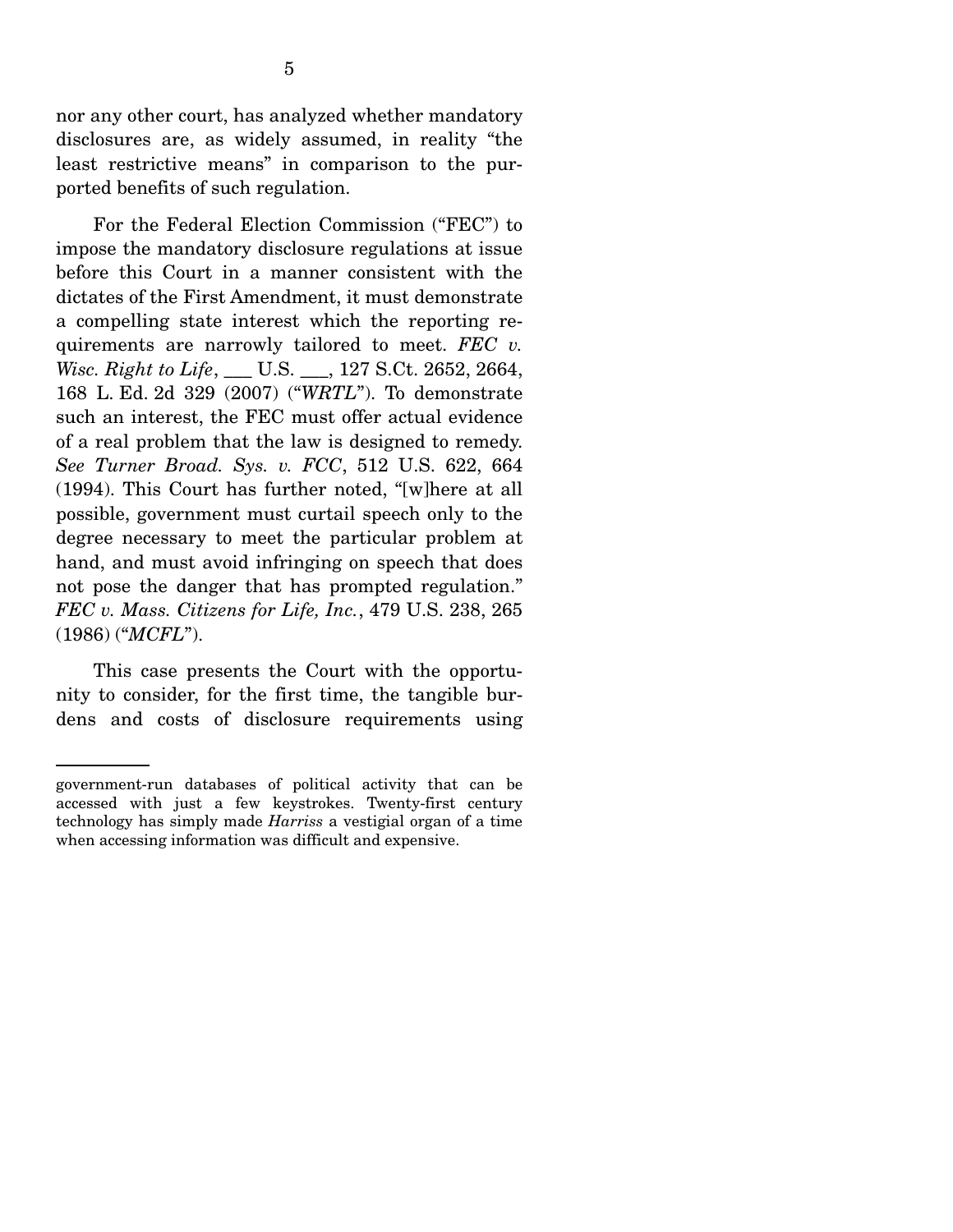nor any other court, has analyzed whether mandatory disclosures are, as widely assumed, in reality "the least restrictive means" in comparison to the purported benefits of such regulation.

For the Federal Election Commission ("FEC") to impose the mandatory disclosure regulations at issue before this Court in a manner consistent with the dictates of the First Amendment, it must demonstrate a compelling state interest which the reporting requirements are narrowly tailored to meet. *FEC v. Wisc. Right to Life*, ___ U.S. ___, 127 S.Ct. 2652, 2664, 168 L. Ed. 2d 329 (2007) ("*WRTL*"). To demonstrate such an interest, the FEC must offer actual evidence of a real problem that the law is designed to remedy. *See Turner Broad. Sys. v. FCC*, 512 U.S. 622, 664 (1994). This Court has further noted, "[w]here at all possible, government must curtail speech only to the degree necessary to meet the particular problem at hand, and must avoid infringing on speech that does not pose the danger that has prompted regulation." *FEC v. Mass. Citizens for Life, Inc.*, 479 U.S. 238, 265 (1986) ("*MCFL*").

This case presents the Court with the opportunity to consider, for the first time, the tangible burdens and costs of disclosure requirements using

---

government-run databases of political activity that can be accessed with just a few keystrokes. Twenty-first century technology has simply made *Harriss* a vestigial organ of a time when accessing information was difficult and expensive.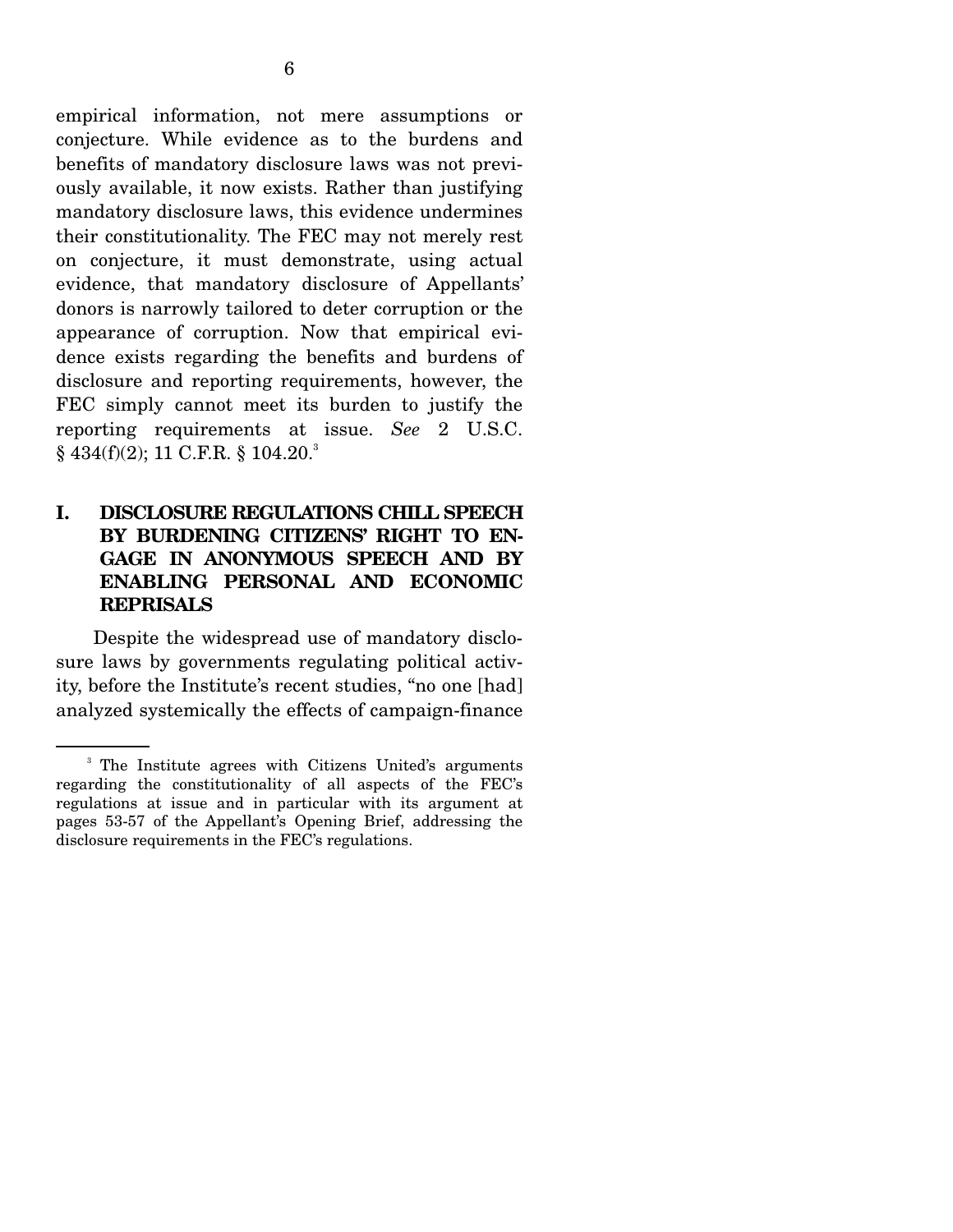empirical information, not mere assumptions or conjecture. While evidence as to the burdens and benefits of mandatory disclosure laws was not previously available, it now exists. Rather than justifying mandatory disclosure laws, this evidence undermines their constitutionality. The FEC may not merely rest on conjecture, it must demonstrate, using actual evidence, that mandatory disclosure of Appellants' donors is narrowly tailored to deter corruption or the appearance of corruption. Now that empirical evidence exists regarding the benefits and burdens of disclosure and reporting requirements, however, the FEC simply cannot meet its burden to justify the reporting requirements at issue. *See* 2 U.S.C. § 434(f)(2); 11 C.F.R. § 104.20.[3]

## I. DISCLOSURE REGULATIONS CHILL SPEECH BY BURDENING CITIZENS' RIGHT TO ENGAGE IN ANONYMOUS SPEECH AND BY ENABLING PERSONAL AND ECONOMIC REPRISALS

Despite the widespread use of mandatory disclosure laws by governments regulating political activity, before the Institute's recent studies, "no one [had] analyzed systemically the effects of campaign-finance

---

[3] The Institute agrees with Citizens United's arguments regarding the constitutionality of all aspects of the FEC's regulations at issue and in particular with its argument at pages 53-57 of the Appellant's Opening Brief, addressing the disclosure requirements in the FEC's regulations.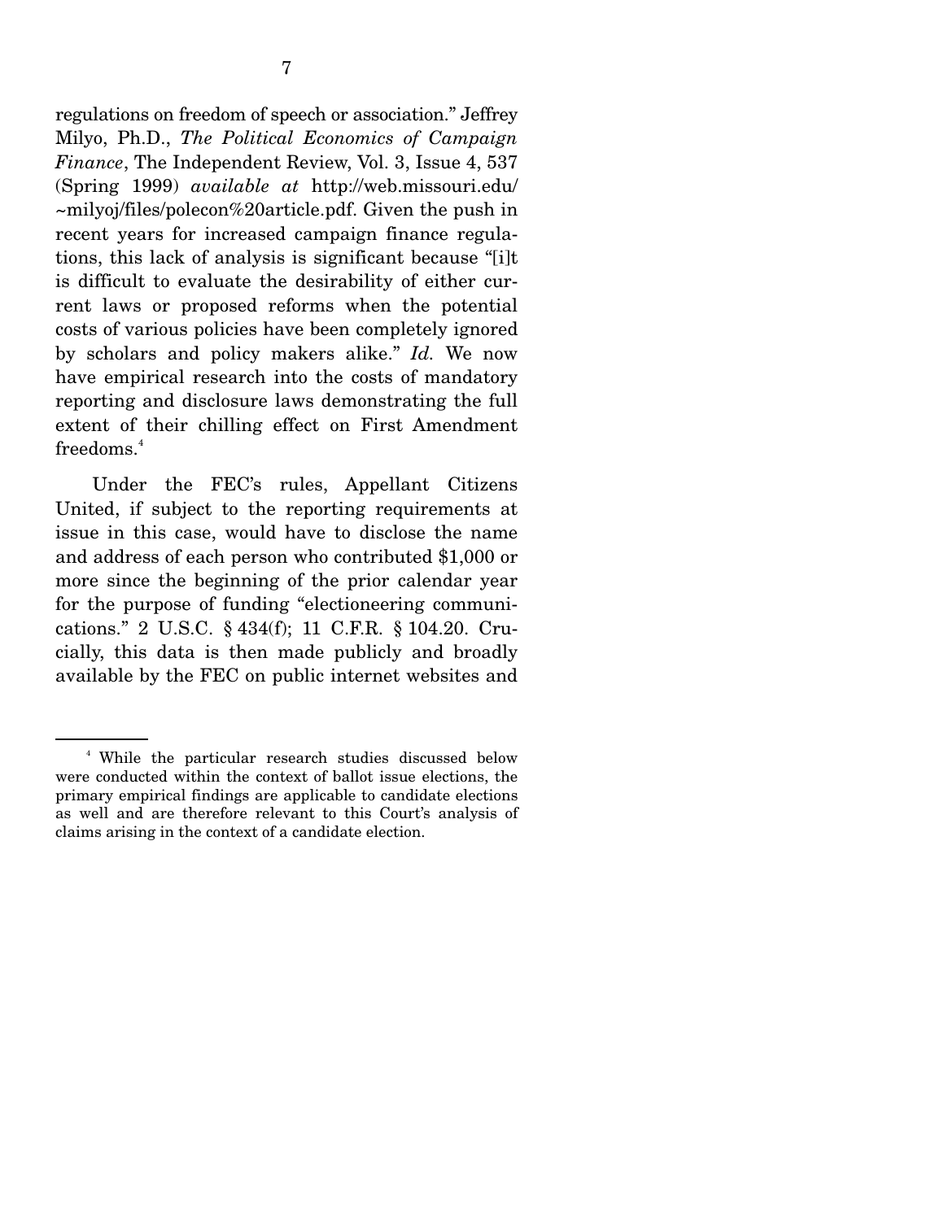regulations on freedom of speech or association." Jeffrey Milyo, Ph.D., *The Political Economics of Campaign Finance*, The Independent Review, Vol. 3, Issue 4, 537 (Spring 1999) *available at* http://web.missouri.edu/~milyoj/files/polecon%20article.pdf. Given the push in recent years for increased campaign finance regulations, this lack of analysis is significant because "[i]t is difficult to evaluate the desirability of either current laws or proposed reforms when the potential costs of various policies have been completely ignored by scholars and policy makers alike." *Id.* We now have empirical research into the costs of mandatory reporting and disclosure laws demonstrating the full extent of their chilling effect on First Amendment freedoms.[4]

Under the FEC's rules, Appellant Citizens United, if subject to the reporting requirements at issue in this case, would have to disclose the name and address of each person who contributed $1,000 or more since the beginning of the prior calendar year for the purpose of funding "electioneering communications." 2 U.S.C. § 434(f); 11 C.F.R. § 104.20. Crucially, this data is then made publicly and broadly available by the FEC on public internet websites and

---

[4] While the particular research studies discussed below were conducted within the context of ballot issue elections, the primary empirical findings are applicable to candidate elections as well and are therefore relevant to this Court's analysis of claims arising in the context of a candidate election.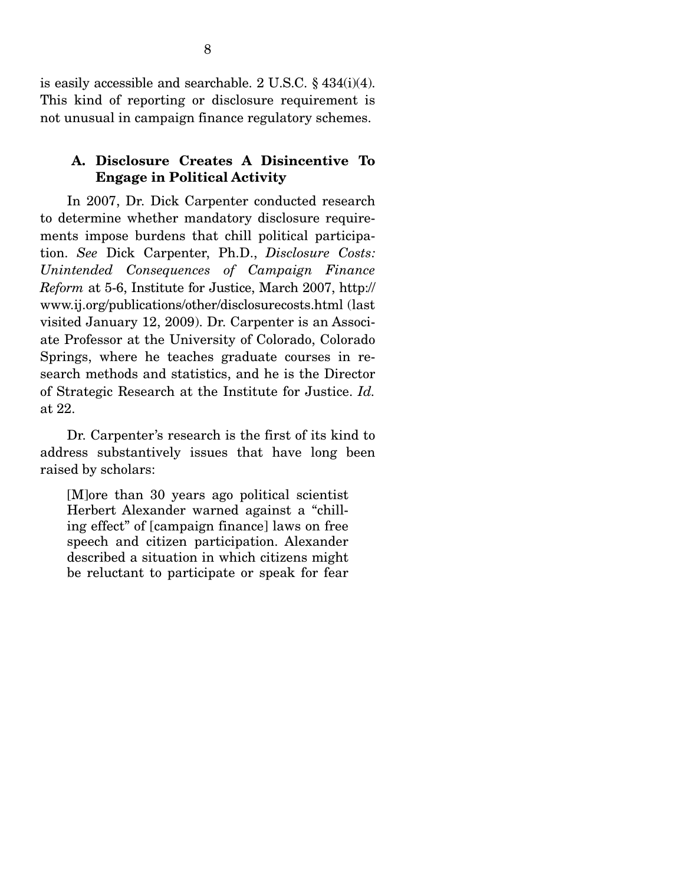is easily accessible and searchable. 2 U.S.C. § 434(i)(4). This kind of reporting or disclosure requirement is not unusual in campaign finance regulatory schemes.

### A. Disclosure Creates A Disincentive To Engage in Political Activity

In 2007, Dr. Dick Carpenter conducted research to determine whether mandatory disclosure requirements impose burdens that chill political participation. *See* Dick Carpenter, Ph.D., *Disclosure Costs: Unintended Consequences of Campaign Finance Reform* at 5-6, Institute for Justice, March 2007, http://www.ij.org/publications/other/disclosurecosts.html (last visited January 12, 2009). Dr. Carpenter is an Associate Professor at the University of Colorado, Colorado Springs, where he teaches graduate courses in research methods and statistics, and he is the Director of Strategic Research at the Institute for Justice. *Id.* at 22.

Dr. Carpenter's research is the first of its kind to address substantively issues that have long been raised by scholars:

> [M]ore than 30 years ago political scientist Herbert Alexander warned against a "chilling effect" of [campaign finance] laws on free speech and citizen participation. Alexander described a situation in which citizens might be reluctant to participate or speak for fear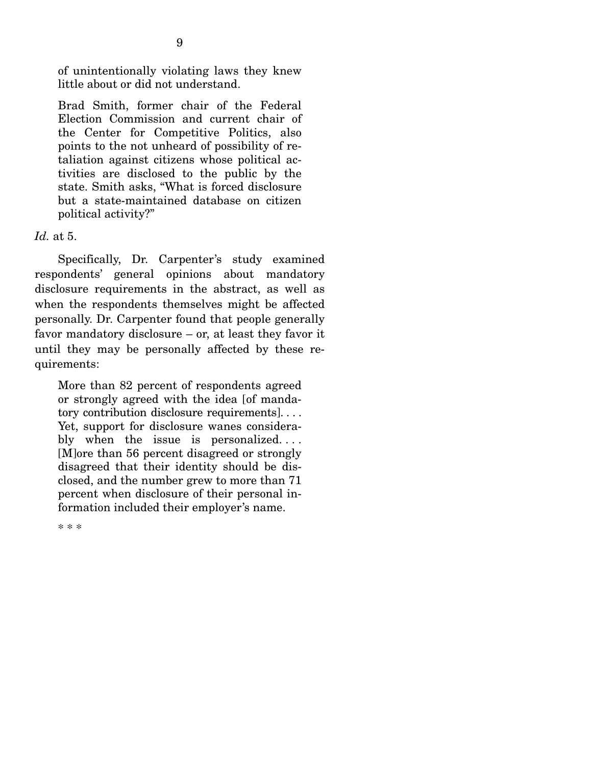> of unintentionally violating laws they knew little about or did not understand.
>
> Brad Smith, former chair of the Federal Election Commission and current chair of the Center for Competitive Politics, also points to the not unheard of possibility of retaliation against citizens whose political activities are disclosed to the public by the state. Smith asks, "What is forced disclosure but a state-maintained database on citizen political activity?"

*Id.* at 5.

Specifically, Dr. Carpenter's study examined respondents' general opinions about mandatory disclosure requirements in the abstract, as well as when the respondents themselves might be affected personally. Dr. Carpenter found that people generally favor mandatory disclosure – or, at least they favor it until they may be personally affected by these requirements:

> More than 82 percent of respondents agreed or strongly agreed with the idea [of mandatory contribution disclosure requirements]. . . . Yet, support for disclosure wanes considerably when the issue is personalized. . . . [M]ore than 56 percent disagreed or strongly disagreed that their identity should be disclosed, and the number grew to more than 71 percent when disclosure of their personal information included their employer's name.
>
> \* \* \*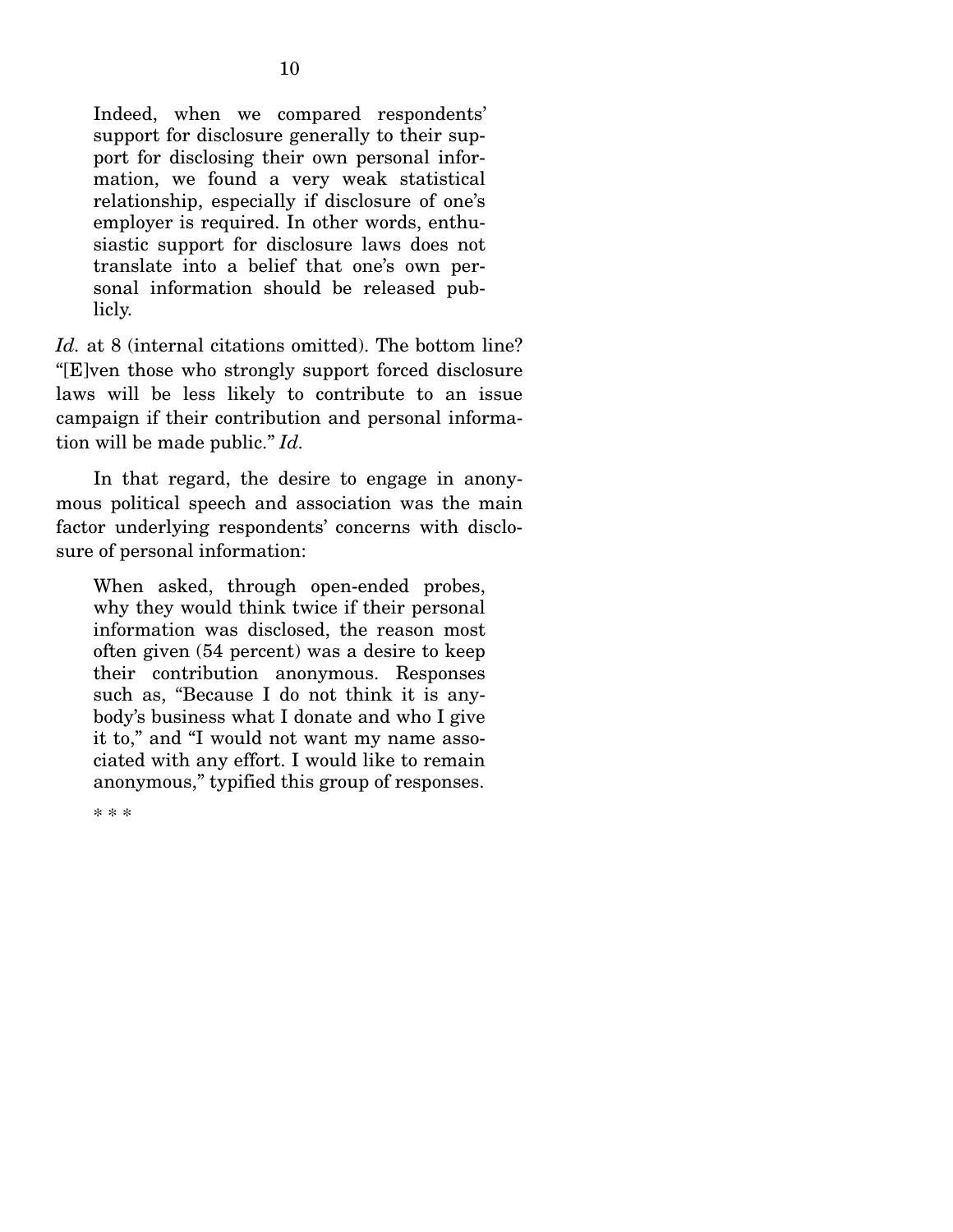> Indeed, when we compared respondents' support for disclosure generally to their support for disclosing their own personal information, we found a very weak statistical relationship, especially if disclosure of one's employer is required. In other words, enthusiastic support for disclosure laws does not translate into a belief that one's own personal information should be released publicly.

*Id.* at 8 (internal citations omitted). The bottom line? "[E]ven those who strongly support forced disclosure laws will be less likely to contribute to an issue campaign if their contribution and personal information will be made public." *Id.*

In that regard, the desire to engage in anonymous political speech and association was the main factor underlying respondents' concerns with disclosure of personal information:

> When asked, through open-ended probes, why they would think twice if their personal information was disclosed, the reason most often given (54 percent) was a desire to keep their contribution anonymous. Responses such as, "Because I do not think it is anybody's business what I donate and who I give it to," and "I would not want my name associated with any effort. I would like to remain anonymous," typified this group of responses.
>
> * * *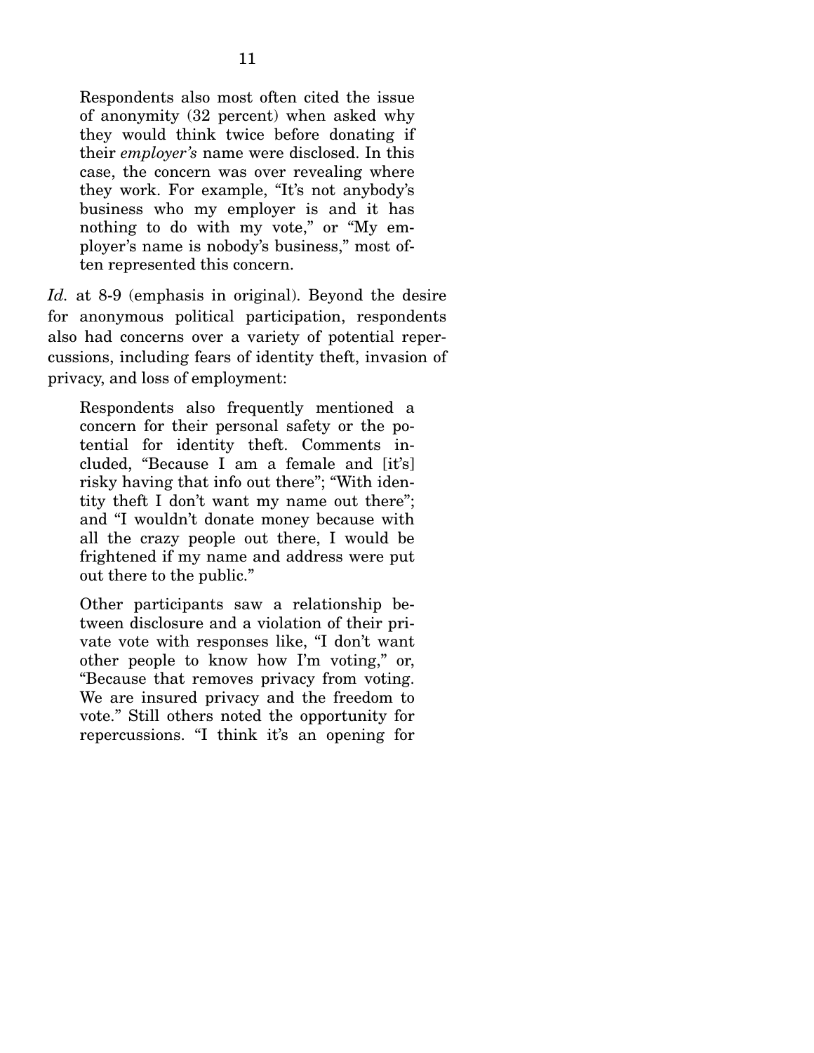> Respondents also most often cited the issue of anonymity (32 percent) when asked why they would think twice before donating if their *employer's* name were disclosed. In this case, the concern was over revealing where they work. For example, "It's not anybody's business who my employer is and it has nothing to do with my vote," or "My employer's name is nobody's business," most often represented this concern.

*Id.* at 8-9 (emphasis in original). Beyond the desire for anonymous political participation, respondents also had concerns over a variety of potential repercussions, including fears of identity theft, invasion of privacy, and loss of employment:

> Respondents also frequently mentioned a concern for their personal safety or the potential for identity theft. Comments included, "Because I am a female and [it's] risky having that info out there"; "With identity theft I don't want my name out there"; and "I wouldn't donate money because with all the crazy people out there, I would be frightened if my name and address were put out there to the public."
>
> Other participants saw a relationship between disclosure and a violation of their private vote with responses like, "I don't want other people to know how I'm voting," or, "Because that removes privacy from voting. We are insured privacy and the freedom to vote." Still others noted the opportunity for repercussions. "I think it's an opening for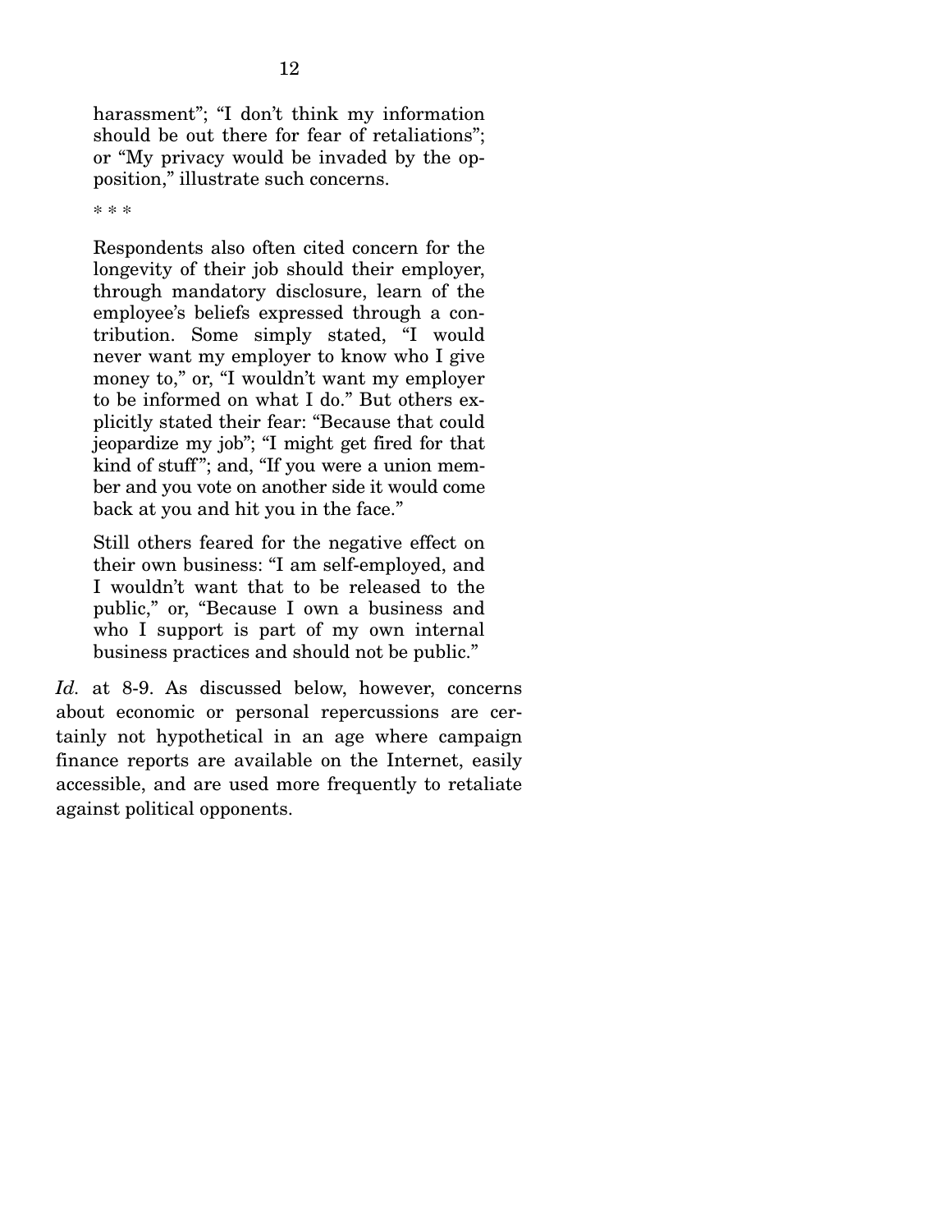> harassment"; "I don't think my information should be out there for fear of retaliations"; or "My privacy would be invaded by the opposition," illustrate such concerns.
>
> \* \* \*
>
> Respondents also often cited concern for the longevity of their job should their employer, through mandatory disclosure, learn of the employee's beliefs expressed through a contribution. Some simply stated, "I would never want my employer to know who I give money to," or, "I wouldn't want my employer to be informed on what I do." But others explicitly stated their fear: "Because that could jeopardize my job"; "I might get fired for that kind of stuff"; and, "If you were a union member and you vote on another side it would come back at you and hit you in the face."
>
> Still others feared for the negative effect on their own business: "I am self-employed, and I wouldn't want that to be released to the public," or, "Because I own a business and who I support is part of my own internal business practices and should not be public."

*Id.* at 8-9. As discussed below, however, concerns about economic or personal repercussions are certainly not hypothetical in an age where campaign finance reports are available on the Internet, easily accessible, and are used more frequently to retaliate against political opponents.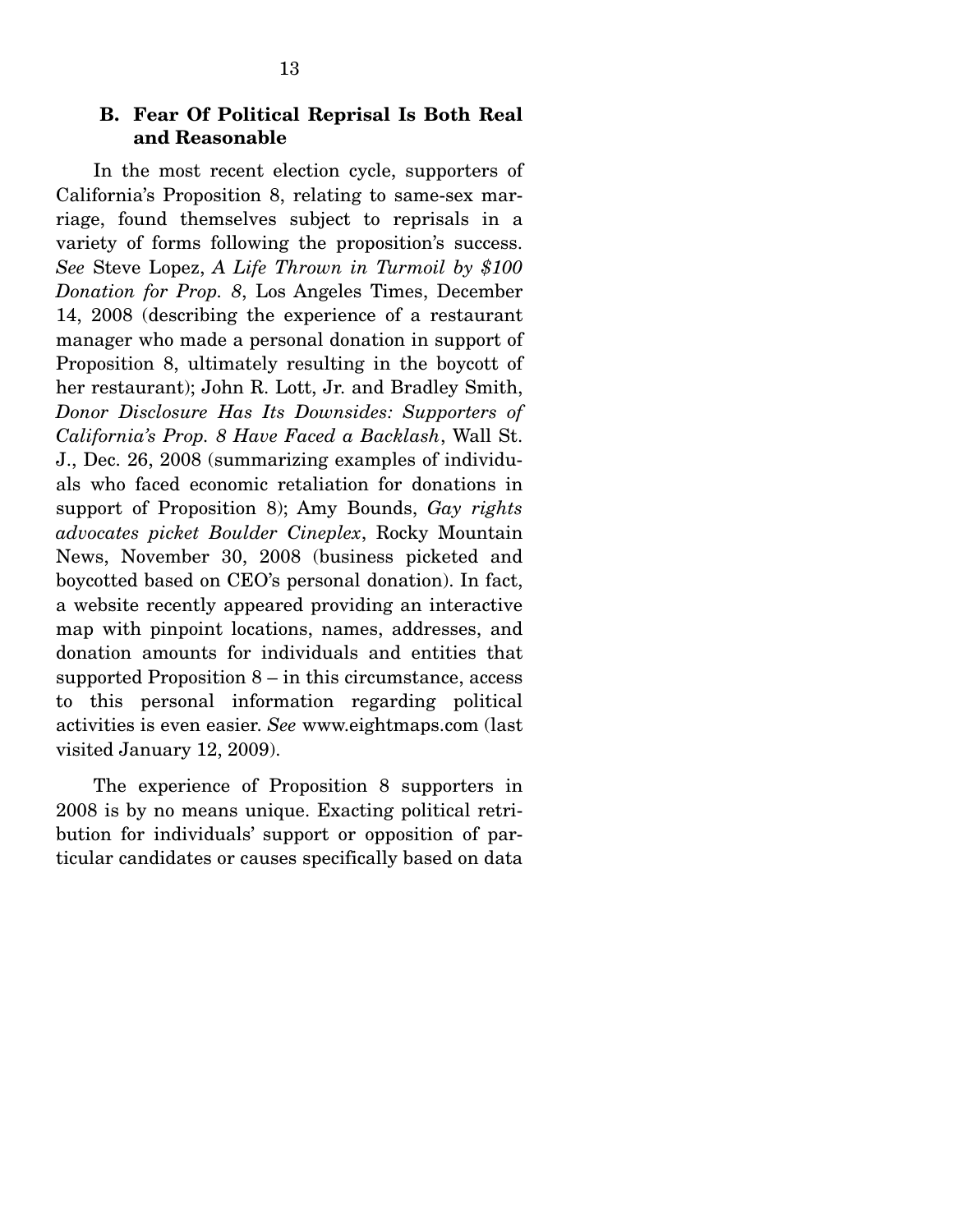### B. Fear Of Political Reprisal Is Both Real and Reasonable

In the most recent election cycle, supporters of California's Proposition 8, relating to same-sex marriage, found themselves subject to reprisals in a variety of forms following the proposition's success. *See* Steve Lopez, *A Life Thrown in Turmoil by $100 Donation for Prop. 8*, Los Angeles Times, December 14, 2008 (describing the experience of a restaurant manager who made a personal donation in support of Proposition 8, ultimately resulting in the boycott of her restaurant); John R. Lott, Jr. and Bradley Smith, *Donor Disclosure Has Its Downsides: Supporters of California's Prop. 8 Have Faced a Backlash*, Wall St. J., Dec. 26, 2008 (summarizing examples of individuals who faced economic retaliation for donations in support of Proposition 8); Amy Bounds, *Gay rights advocates picket Boulder Cineplex*, Rocky Mountain News, November 30, 2008 (business picketed and boycotted based on CEO's personal donation). In fact, a website recently appeared providing an interactive map with pinpoint locations, names, addresses, and donation amounts for individuals and entities that supported Proposition 8 – in this circumstance, access to this personal information regarding political activities is even easier. *See* www.eightmaps.com (last visited January 12, 2009).

The experience of Proposition 8 supporters in 2008 is by no means unique. Exacting political retribution for individuals' support or opposition of particular candidates or causes specifically based on data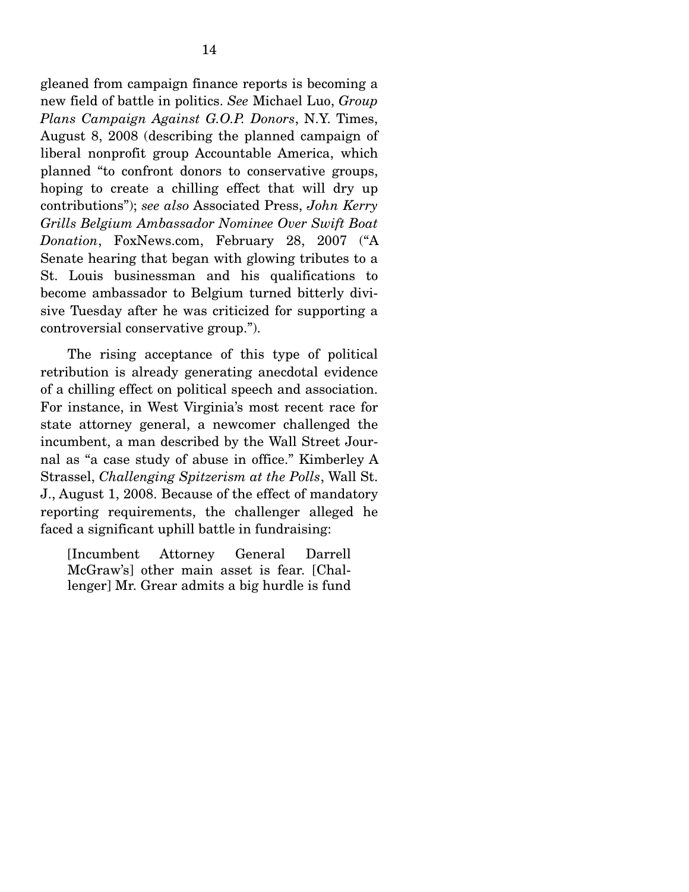gleaned from campaign finance reports is becoming a new field of battle in politics. *See* Michael Luo, *Group Plans Campaign Against G.O.P. Donors*, N.Y. Times, August 8, 2008 (describing the planned campaign of liberal nonprofit group Accountable America, which planned "to confront donors to conservative groups, hoping to create a chilling effect that will dry up contributions"); *see also* Associated Press, *John Kerry Grills Belgium Ambassador Nominee Over Swift Boat Donation*, FoxNews.com, February 28, 2007 ("A Senate hearing that began with glowing tributes to a St. Louis businessman and his qualifications to become ambassador to Belgium turned bitterly divisive Tuesday after he was criticized for supporting a controversial conservative group.").

The rising acceptance of this type of political retribution is already generating anecdotal evidence of a chilling effect on political speech and association. For instance, in West Virginia's most recent race for state attorney general, a newcomer challenged the incumbent, a man described by the Wall Street Journal as "a case study of abuse in office." Kimberley A Strassel, *Challenging Spitzerism at the Polls*, Wall St. J., August 1, 2008. Because of the effect of mandatory reporting requirements, the challenger alleged he faced a significant uphill battle in fundraising:

> [Incumbent Attorney General Darrell McGraw's] other main asset is fear. [Challenger] Mr. Grear admits a big hurdle is fund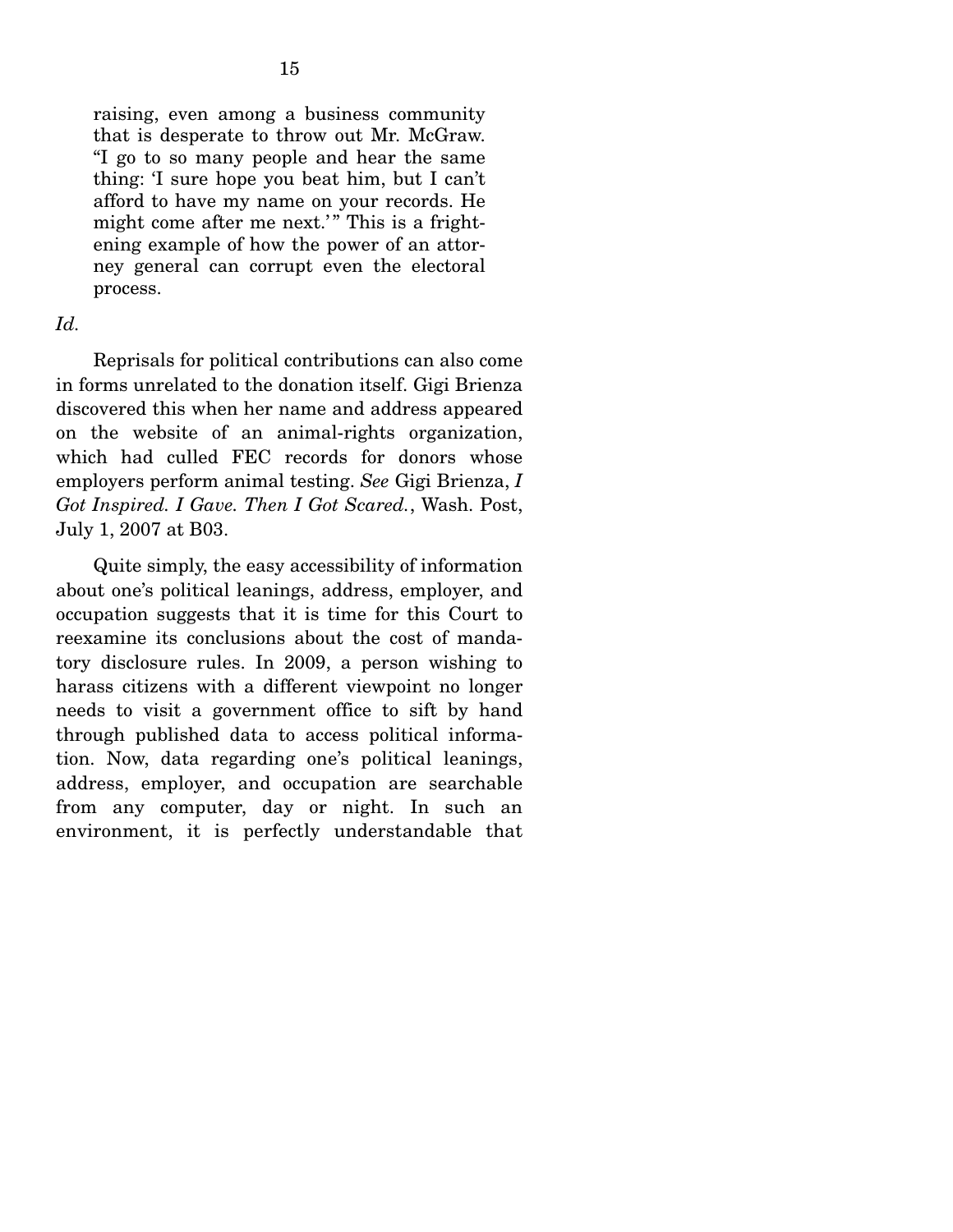> raising, even among a business community that is desperate to throw out Mr. McGraw. "I go to so many people and hear the same thing: 'I sure hope you beat him, but I can't afford to have my name on your records. He might come after me next.'" This is a frightening example of how the power of an attorney general can corrupt even the electoral process.

*Id.*

Reprisals for political contributions can also come in forms unrelated to the donation itself. Gigi Brienza discovered this when her name and address appeared on the website of an animal-rights organization, which had culled FEC records for donors whose employers perform animal testing. *See* Gigi Brienza, *I Got Inspired. I Gave. Then I Got Scared.*, Wash. Post, July 1, 2007 at B03.

Quite simply, the easy accessibility of information about one's political leanings, address, employer, and occupation suggests that it is time for this Court to reexamine its conclusions about the cost of mandatory disclosure rules. In 2009, a person wishing to harass citizens with a different viewpoint no longer needs to visit a government office to sift by hand through published data to access political information. Now, data regarding one's political leanings, address, employer, and occupation are searchable from any computer, day or night. In such an environment, it is perfectly understandable that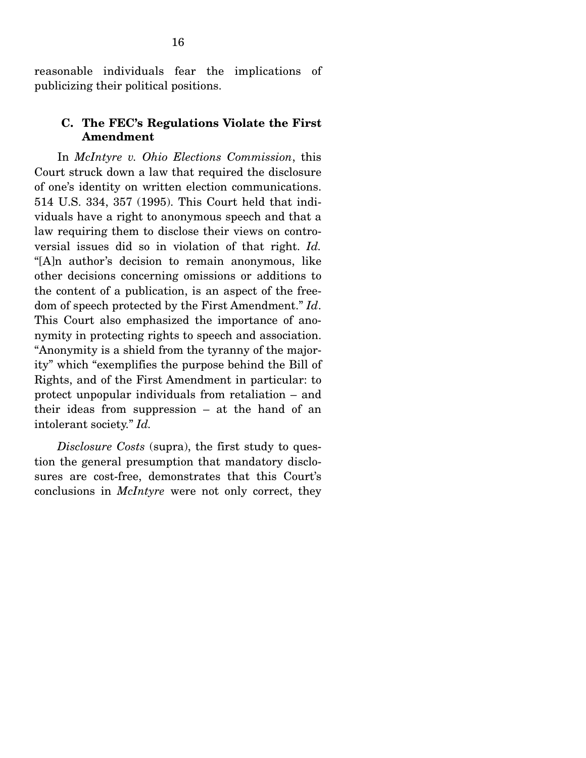reasonable individuals fear the implications of publicizing their political positions.

### C. The FEC's Regulations Violate the First Amendment

In *McIntyre v. Ohio Elections Commission*, this Court struck down a law that required the disclosure of one's identity on written election communications. 514 U.S. 334, 357 (1995). This Court held that individuals have a right to anonymous speech and that a law requiring them to disclose their views on controversial issues did so in violation of that right. *Id.* "[A]n author's decision to remain anonymous, like other decisions concerning omissions or additions to the content of a publication, is an aspect of the freedom of speech protected by the First Amendment." *Id*. This Court also emphasized the importance of anonymity in protecting rights to speech and association. "Anonymity is a shield from the tyranny of the majority" which "exemplifies the purpose behind the Bill of Rights, and of the First Amendment in particular: to protect unpopular individuals from retaliation – and their ideas from suppression – at the hand of an intolerant society." *Id.*

*Disclosure Costs* (supra), the first study to question the general presumption that mandatory disclosures are cost-free, demonstrates that this Court's conclusions in *McIntyre* were not only correct, they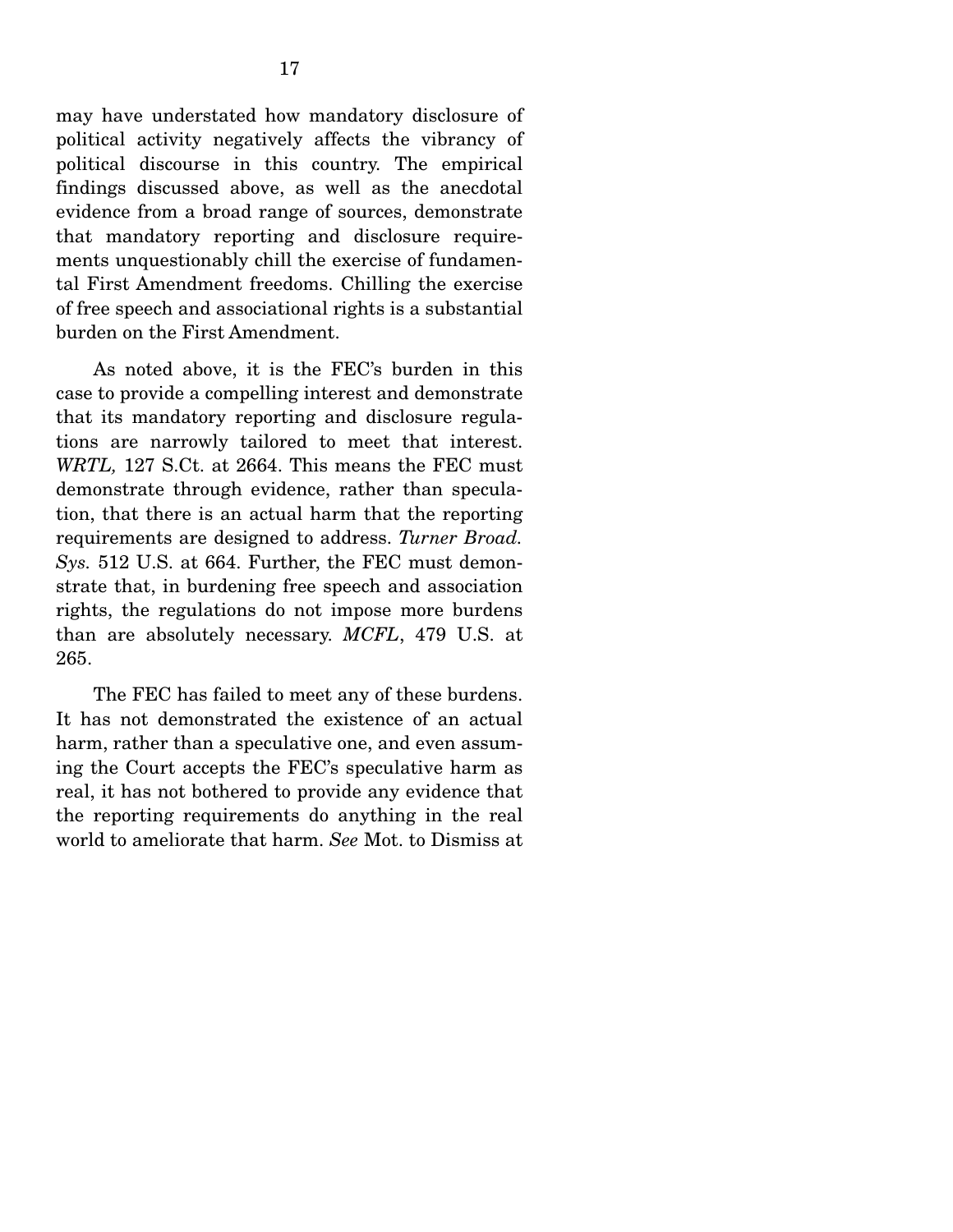may have understated how mandatory disclosure of political activity negatively affects the vibrancy of political discourse in this country. The empirical findings discussed above, as well as the anecdotal evidence from a broad range of sources, demonstrate that mandatory reporting and disclosure requirements unquestionably chill the exercise of fundamental First Amendment freedoms. Chilling the exercise of free speech and associational rights is a substantial burden on the First Amendment.

As noted above, it is the FEC's burden in this case to provide a compelling interest and demonstrate that its mandatory reporting and disclosure regulations are narrowly tailored to meet that interest. *WRTL,* 127 S.Ct. at 2664. This means the FEC must demonstrate through evidence, rather than speculation, that there is an actual harm that the reporting requirements are designed to address. *Turner Broad. Sys.* 512 U.S. at 664. Further, the FEC must demonstrate that, in burdening free speech and association rights, the regulations do not impose more burdens than are absolutely necessary. *MCFL*, 479 U.S. at 265.

The FEC has failed to meet any of these burdens. It has not demonstrated the existence of an actual harm, rather than a speculative one, and even assuming the Court accepts the FEC's speculative harm as real, it has not bothered to provide any evidence that the reporting requirements do anything in the real world to ameliorate that harm. *See* Mot. to Dismiss at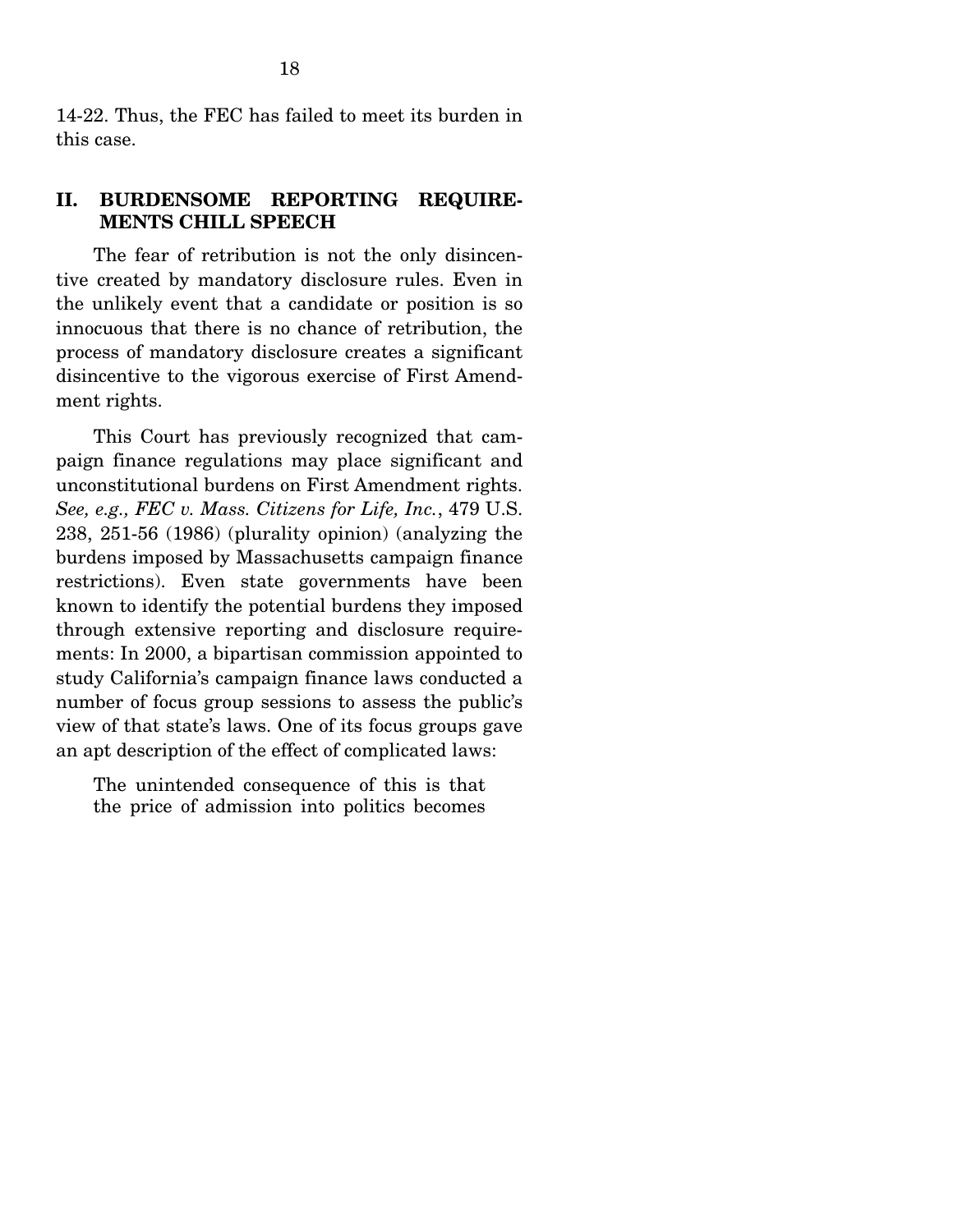14-22. Thus, the FEC has failed to meet its burden in this case.

## II. BURDENSOME REPORTING REQUIREMENTS CHILL SPEECH

The fear of retribution is not the only disincentive created by mandatory disclosure rules. Even in the unlikely event that a candidate or position is so innocuous that there is no chance of retribution, the process of mandatory disclosure creates a significant disincentive to the vigorous exercise of First Amendment rights.

This Court has previously recognized that campaign finance regulations may place significant and unconstitutional burdens on First Amendment rights. *See, e.g., FEC v. Mass. Citizens for Life, Inc.*, 479 U.S. 238, 251-56 (1986) (plurality opinion) (analyzing the burdens imposed by Massachusetts campaign finance restrictions). Even state governments have been known to identify the potential burdens they imposed through extensive reporting and disclosure requirements: In 2000, a bipartisan commission appointed to study California's campaign finance laws conducted a number of focus group sessions to assess the public's view of that state's laws. One of its focus groups gave an apt description of the effect of complicated laws:

> The unintended consequence of this is that the price of admission into politics becomes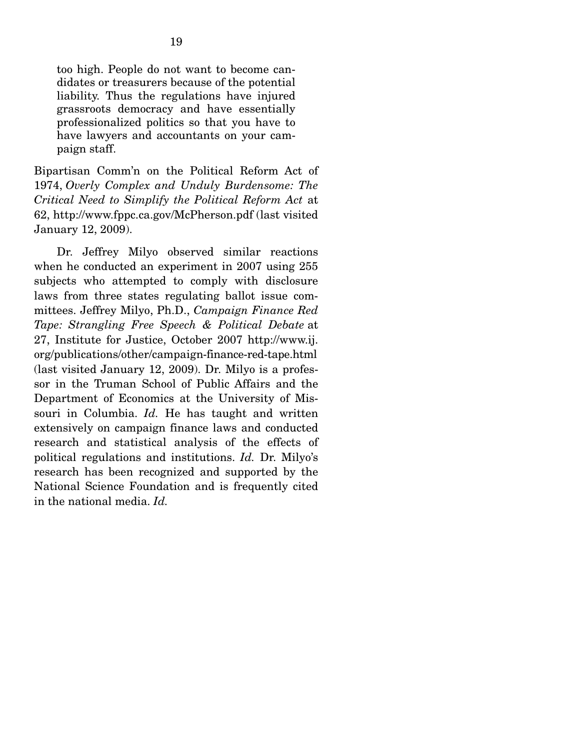> too high. People do not want to become candidates or treasurers because of the potential liability. Thus the regulations have injured grassroots democracy and have essentially professionalized politics so that you have to have lawyers and accountants on your campaign staff.

Bipartisan Comm'n on the Political Reform Act of 1974, *Overly Complex and Unduly Burdensome: The Critical Need to Simplify the Political Reform Act* at 62, http://www.fppc.ca.gov/McPherson.pdf (last visited January 12, 2009).

Dr. Jeffrey Milyo observed similar reactions when he conducted an experiment in 2007 using 255 subjects who attempted to comply with disclosure laws from three states regulating ballot issue committees. Jeffrey Milyo, Ph.D., *Campaign Finance Red Tape: Strangling Free Speech & Political Debate* at 27, Institute for Justice, October 2007 http://www.ij.org/publications/other/campaign-finance-red-tape.html (last visited January 12, 2009). Dr. Milyo is a professor in the Truman School of Public Affairs and the Department of Economics at the University of Missouri in Columbia. *Id.* He has taught and written extensively on campaign finance laws and conducted research and statistical analysis of the effects of political regulations and institutions. *Id.* Dr. Milyo's research has been recognized and supported by the National Science Foundation and is frequently cited in the national media. *Id.*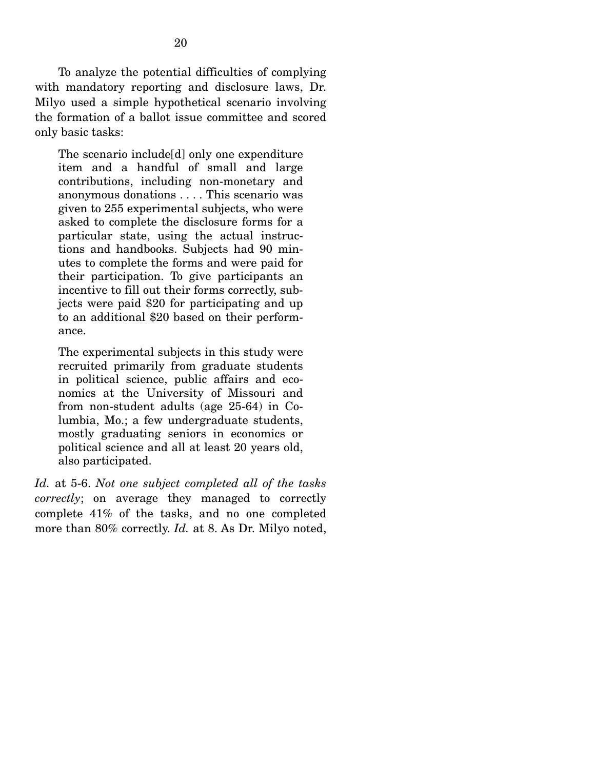To analyze the potential difficulties of complying with mandatory reporting and disclosure laws, Dr. Milyo used a simple hypothetical scenario involving the formation of a ballot issue committee and scored only basic tasks:

> The scenario include[d] only one expenditure item and a handful of small and large contributions, including non-monetary and anonymous donations . . . . This scenario was given to 255 experimental subjects, who were asked to complete the disclosure forms for a particular state, using the actual instructions and handbooks. Subjects had 90 minutes to complete the forms and were paid for their participation. To give participants an incentive to fill out their forms correctly, subjects were paid $20 for participating and up to an additional $20 based on their performance.
>
> The experimental subjects in this study were recruited primarily from graduate students in political science, public affairs and economics at the University of Missouri and from non-student adults (age 25-64) in Columbia, Mo.; a few undergraduate students, mostly graduating seniors in economics or political science and all at least 20 years old, also participated.

*Id.* at 5-6. *Not one subject completed all of the tasks correctly*; on average they managed to correctly complete 41% of the tasks, and no one completed more than 80% correctly. *Id.* at 8. As Dr. Milyo noted,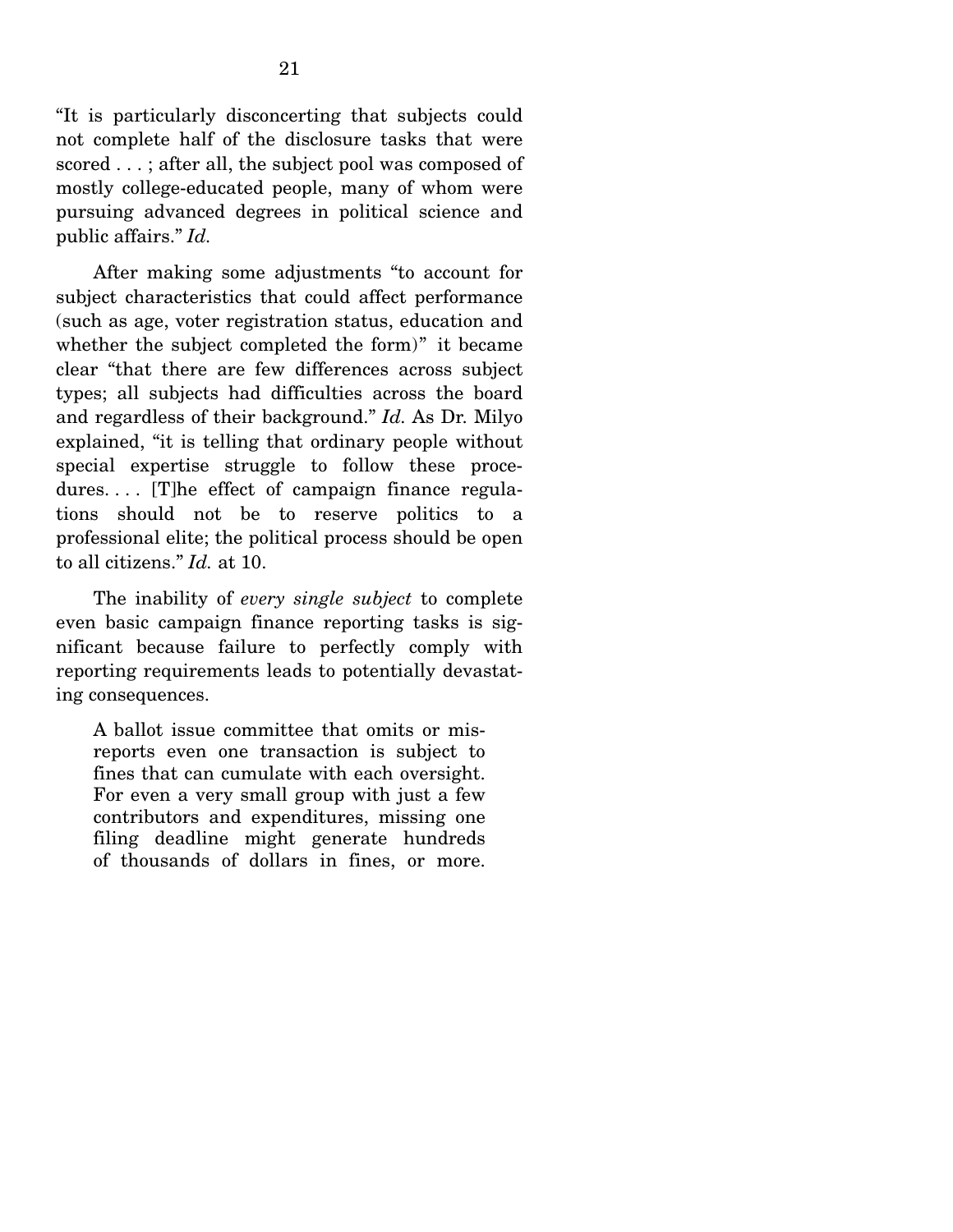"It is particularly disconcerting that subjects could not complete half of the disclosure tasks that were scored . . . ; after all, the subject pool was composed of mostly college-educated people, many of whom were pursuing advanced degrees in political science and public affairs." *Id.*

After making some adjustments "to account for subject characteristics that could affect performance (such as age, voter registration status, education and whether the subject completed the form)" it became clear "that there are few differences across subject types; all subjects had difficulties across the board and regardless of their background." *Id.* As Dr. Milyo explained, "it is telling that ordinary people without special expertise struggle to follow these procedures. . . . [T]he effect of campaign finance regulations should not be to reserve politics to a professional elite; the political process should be open to all citizens." *Id.* at 10.

The inability of *every single subject* to complete even basic campaign finance reporting tasks is significant because failure to perfectly comply with reporting requirements leads to potentially devastating consequences.

> A ballot issue committee that omits or misreports even one transaction is subject to fines that can cumulate with each oversight. For even a very small group with just a few contributors and expenditures, missing one filing deadline might generate hundreds of thousands of dollars in fines, or more.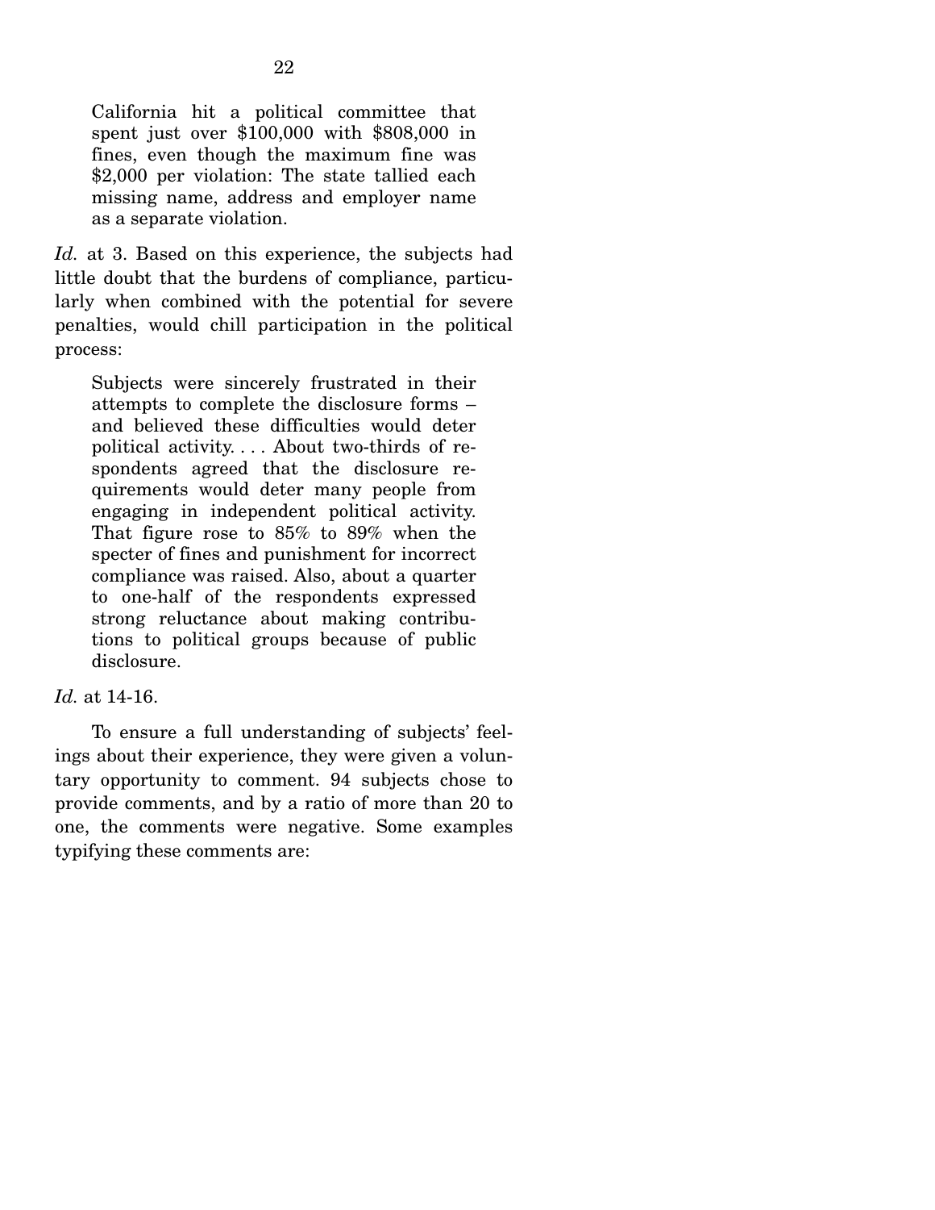> California hit a political committee that spent just over $100,000 with $808,000 in fines, even though the maximum fine was $2,000 per violation: The state tallied each missing name, address and employer name as a separate violation.

*Id.* at 3. Based on this experience, the subjects had little doubt that the burdens of compliance, particularly when combined with the potential for severe penalties, would chill participation in the political process:

> Subjects were sincerely frustrated in their attempts to complete the disclosure forms – and believed these difficulties would deter political activity. . . . About two-thirds of respondents agreed that the disclosure requirements would deter many people from engaging in independent political activity. That figure rose to 85% to 89% when the specter of fines and punishment for incorrect compliance was raised. Also, about a quarter to one-half of the respondents expressed strong reluctance about making contributions to political groups because of public disclosure.

*Id.* at 14-16.

To ensure a full understanding of subjects' feelings about their experience, they were given a voluntary opportunity to comment. 94 subjects chose to provide comments, and by a ratio of more than 20 to one, the comments were negative. Some examples typifying these comments are: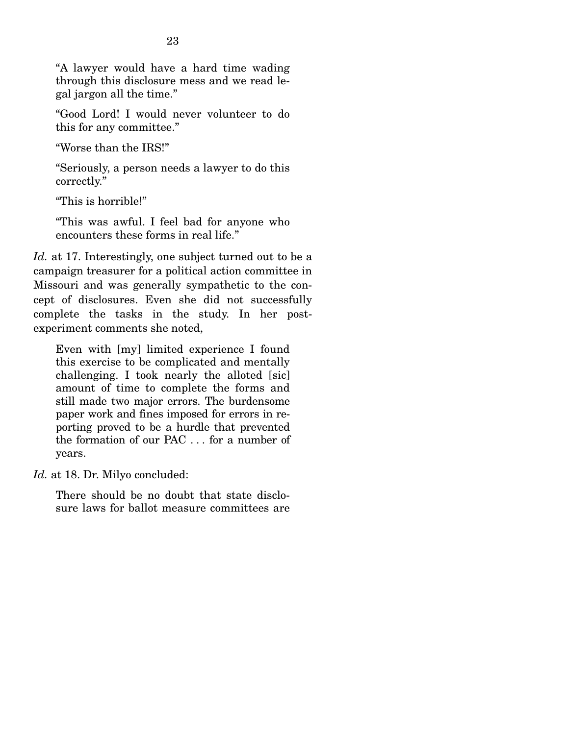> "A lawyer would have a hard time wading through this disclosure mess and we read legal jargon all the time."
>
> "Good Lord! I would never volunteer to do this for any committee."
>
> "Worse than the IRS!"
>
> "Seriously, a person needs a lawyer to do this correctly."
>
> "This is horrible!"
>
> "This was awful. I feel bad for anyone who encounters these forms in real life."

*Id.* at 17. Interestingly, one subject turned out to be a campaign treasurer for a political action committee in Missouri and was generally sympathetic to the concept of disclosures. Even she did not successfully complete the tasks in the study. In her post-experiment comments she noted,

> Even with [my] limited experience I found this exercise to be complicated and mentally challenging. I took nearly the alloted [sic] amount of time to complete the forms and still made two major errors. The burdensome paper work and fines imposed for errors in reporting proved to be a hurdle that prevented the formation of our PAC . . . for a number of years.

*Id.* at 18. Dr. Milyo concluded:

> There should be no doubt that state disclosure laws for ballot measure committees are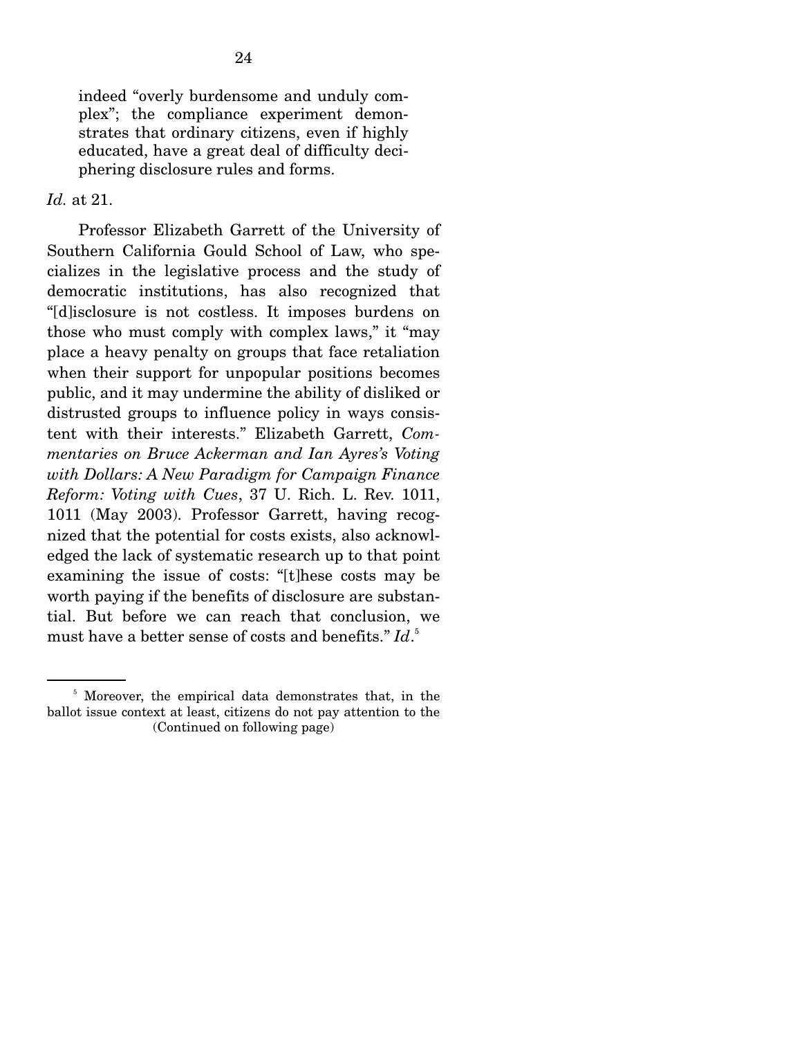> indeed "overly burdensome and unduly complex"; the compliance experiment demonstrates that ordinary citizens, even if highly educated, have a great deal of difficulty deciphering disclosure rules and forms.

*Id.* at 21.

Professor Elizabeth Garrett of the University of Southern California Gould School of Law, who specializes in the legislative process and the study of democratic institutions, has also recognized that "[d]isclosure is not costless. It imposes burdens on those who must comply with complex laws," it "may place a heavy penalty on groups that face retaliation when their support for unpopular positions becomes public, and it may undermine the ability of disliked or distrusted groups to influence policy in ways consistent with their interests." Elizabeth Garrett, *Commentaries on Bruce Ackerman and Ian Ayres's Voting with Dollars: A New Paradigm for Campaign Finance Reform: Voting with Cues*, 37 U. Rich. L. Rev. 1011, 1011 (May 2003). Professor Garrett, having recognized that the potential for costs exists, also acknowledged the lack of systematic research up to that point examining the issue of costs: "[t]hese costs may be worth paying if the benefits of disclosure are substantial. But before we can reach that conclusion, we must have a better sense of costs and benefits." *Id.*[5]

---

[5] Moreover, the empirical data demonstrates that, in the ballot issue context at least, citizens do not pay attention to the

(Continued on following page)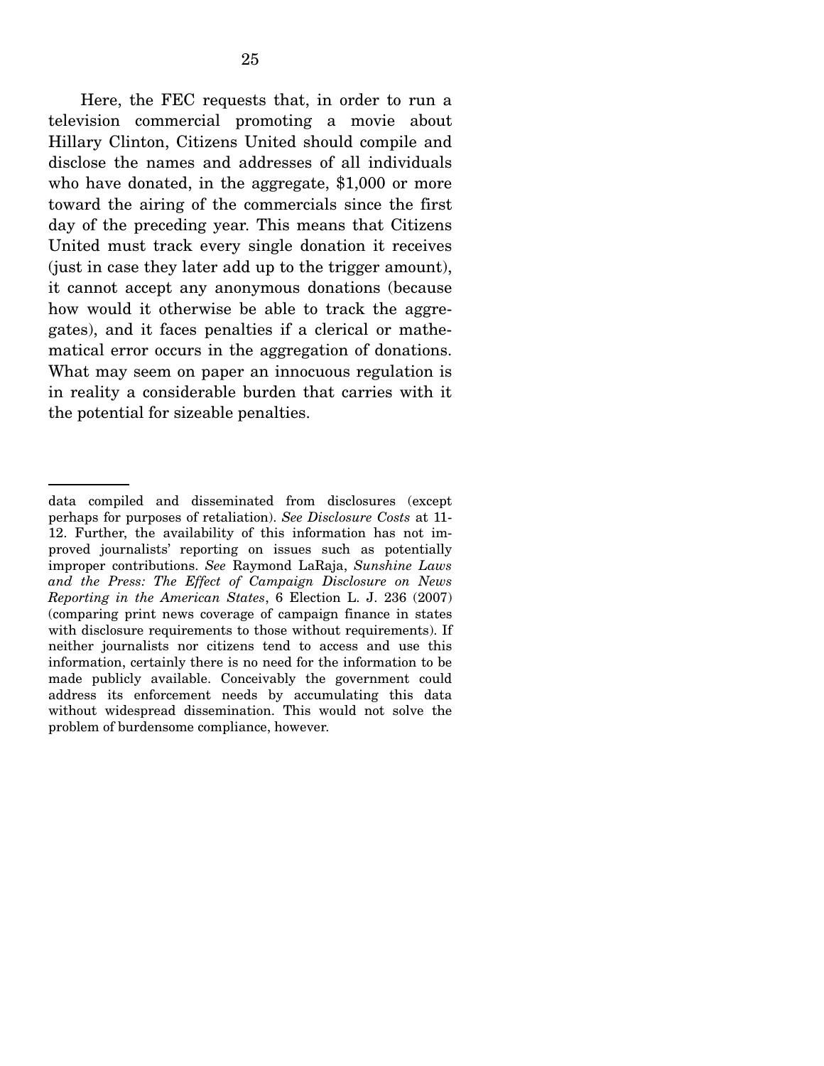Here, the FEC requests that, in order to run a television commercial promoting a movie about Hillary Clinton, Citizens United should compile and disclose the names and addresses of all individuals who have donated, in the aggregate, $1,000 or more toward the airing of the commercials since the first day of the preceding year. This means that Citizens United must track every single donation it receives (just in case they later add up to the trigger amount), it cannot accept any anonymous donations (because how would it otherwise be able to track the aggregates), and it faces penalties if a clerical or mathematical error occurs in the aggregation of donations. What may seem on paper an innocuous regulation is in reality a considerable burden that carries with it the potential for sizeable penalties.

---

data compiled and disseminated from disclosures (except perhaps for purposes of retaliation). *See Disclosure Costs* at 11-12. Further, the availability of this information has not improved journalists' reporting on issues such as potentially improper contributions. *See* Raymond LaRaja, *Sunshine Laws and the Press: The Effect of Campaign Disclosure on News Reporting in the American States*, 6 Election L. J. 236 (2007) (comparing print news coverage of campaign finance in states with disclosure requirements to those without requirements). If neither journalists nor citizens tend to access and use this information, certainly there is no need for the information to be made publicly available. Conceivably the government could address its enforcement needs by accumulating this data without widespread dissemination. This would not solve the problem of burdensome compliance, however.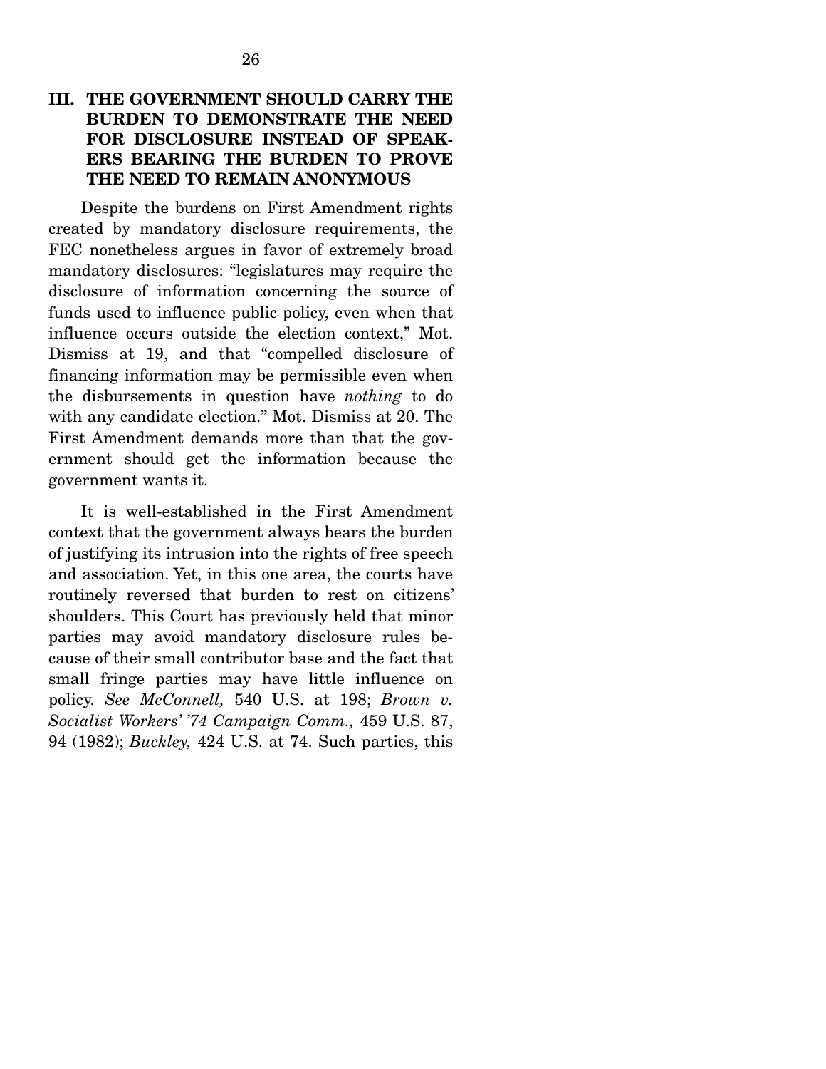## III. THE GOVERNMENT SHOULD CARRY THE BURDEN TO DEMONSTRATE THE NEED FOR DISCLOSURE INSTEAD OF SPEAKERS BEARING THE BURDEN TO PROVE THE NEED TO REMAIN ANONYMOUS

Despite the burdens on First Amendment rights created by mandatory disclosure requirements, the FEC nonetheless argues in favor of extremely broad mandatory disclosures: "legislatures may require the disclosure of information concerning the source of funds used to influence public policy, even when that influence occurs outside the election context," Mot. Dismiss at 19, and that "compelled disclosure of financing information may be permissible even when the disbursements in question have *nothing* to do with any candidate election." Mot. Dismiss at 20. The First Amendment demands more than that the government should get the information because the government wants it.

It is well-established in the First Amendment context that the government always bears the burden of justifying its intrusion into the rights of free speech and association. Yet, in this one area, the courts have routinely reversed that burden to rest on citizens' shoulders. This Court has previously held that minor parties may avoid mandatory disclosure rules because of their small contributor base and the fact that small fringe parties may have little influence on policy. *See McConnell,* 540 U.S. at 198; *Brown v. Socialist Workers' '74 Campaign Comm.,* 459 U.S. 87, 94 (1982); *Buckley,* 424 U.S. at 74. Such parties, this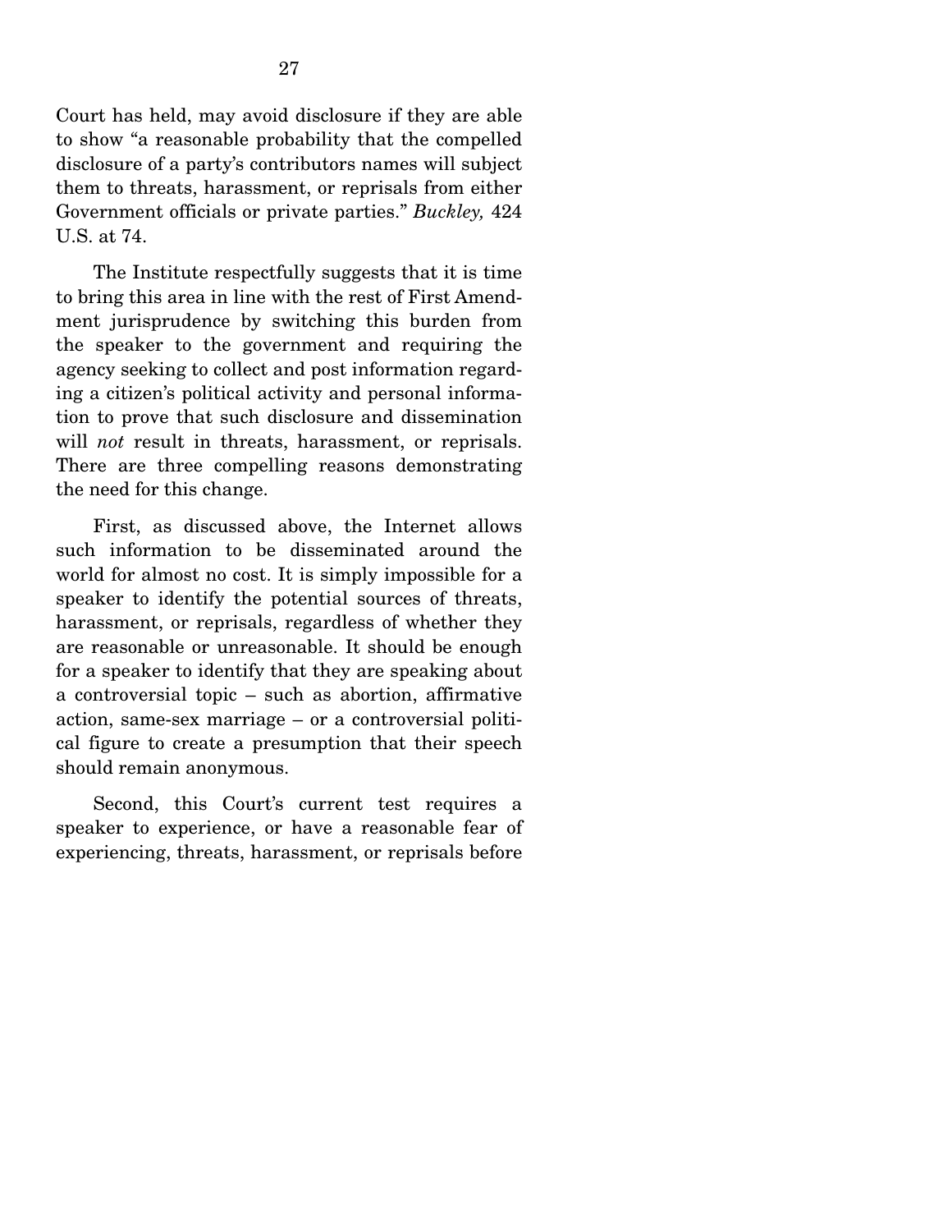Court has held, may avoid disclosure if they are able to show "a reasonable probability that the compelled disclosure of a party's contributors names will subject them to threats, harassment, or reprisals from either Government officials or private parties." *Buckley,* 424 U.S. at 74.

The Institute respectfully suggests that it is time to bring this area in line with the rest of First Amendment jurisprudence by switching this burden from the speaker to the government and requiring the agency seeking to collect and post information regarding a citizen's political activity and personal information to prove that such disclosure and dissemination will *not* result in threats, harassment, or reprisals. There are three compelling reasons demonstrating the need for this change.

First, as discussed above, the Internet allows such information to be disseminated around the world for almost no cost. It is simply impossible for a speaker to identify the potential sources of threats, harassment, or reprisals, regardless of whether they are reasonable or unreasonable. It should be enough for a speaker to identify that they are speaking about a controversial topic – such as abortion, affirmative action, same-sex marriage – or a controversial political figure to create a presumption that their speech should remain anonymous.

Second, this Court's current test requires a speaker to experience, or have a reasonable fear of experiencing, threats, harassment, or reprisals before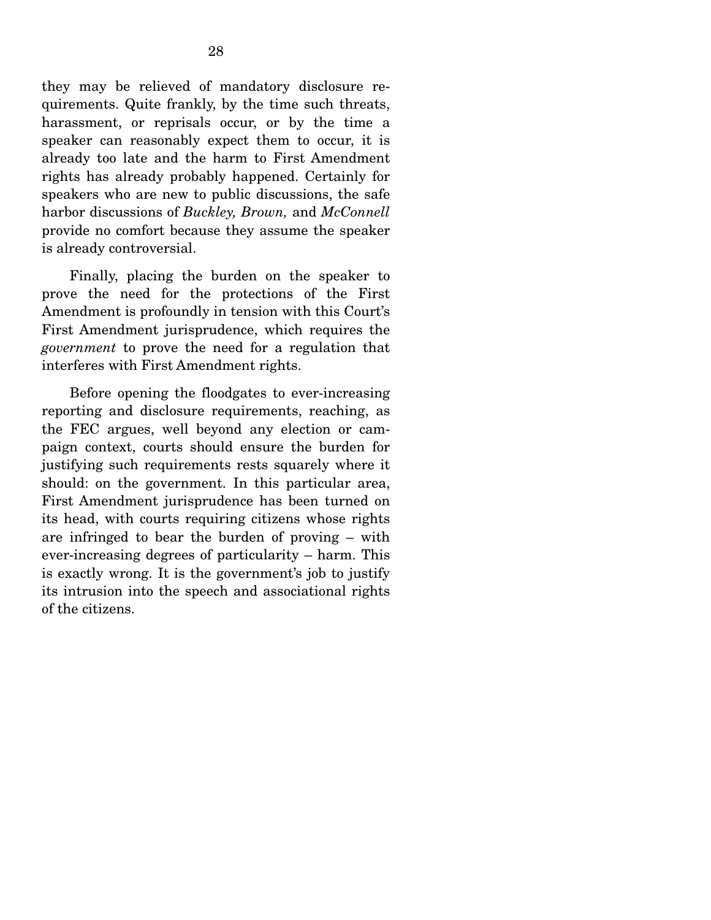they may be relieved of mandatory disclosure requirements. Quite frankly, by the time such threats, harassment, or reprisals occur, or by the time a speaker can reasonably expect them to occur, it is already too late and the harm to First Amendment rights has already probably happened. Certainly for speakers who are new to public discussions, the safe harbor discussions of *Buckley, Brown,* and *McConnell* provide no comfort because they assume the speaker is already controversial.

Finally, placing the burden on the speaker to prove the need for the protections of the First Amendment is profoundly in tension with this Court's First Amendment jurisprudence, which requires the *government* to prove the need for a regulation that interferes with First Amendment rights.

Before opening the floodgates to ever-increasing reporting and disclosure requirements, reaching, as the FEC argues, well beyond any election or campaign context, courts should ensure the burden for justifying such requirements rests squarely where it should: on the government. In this particular area, First Amendment jurisprudence has been turned on its head, with courts requiring citizens whose rights are infringed to bear the burden of proving – with ever-increasing degrees of particularity – harm. This is exactly wrong. It is the government's job to justify its intrusion into the speech and associational rights of the citizens.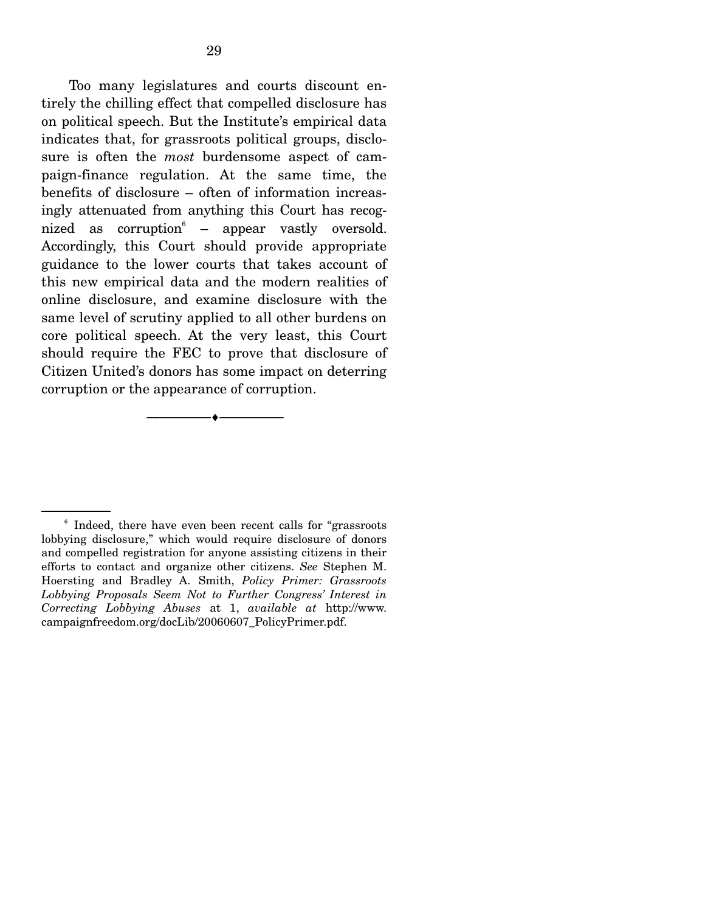Too many legislatures and courts discount entirely the chilling effect that compelled disclosure has on political speech. But the Institute's empirical data indicates that, for grassroots political groups, disclosure is often the *most* burdensome aspect of campaign-finance regulation. At the same time, the benefits of disclosure – often of information increasingly attenuated from anything this Court has recognized as corruption[6] – appear vastly oversold. Accordingly, this Court should provide appropriate guidance to the lower courts that takes account of this new empirical data and the modern realities of online disclosure, and examine disclosure with the same level of scrutiny applied to all other burdens on core political speech. At the very least, this Court should require the FEC to prove that disclosure of Citizen United's donors has some impact on deterring corruption or the appearance of corruption.

---

[6] Indeed, there have even been recent calls for "grassroots lobbying disclosure," which would require disclosure of donors and compelled registration for anyone assisting citizens in their efforts to contact and organize other citizens. *See* Stephen M. Hoersting and Bradley A. Smith, *Policy Primer: Grassroots Lobbying Proposals Seem Not to Further Congress' Interest in Correcting Lobbying Abuses* at 1, *available at* http://www.campaignfreedom.org/docLib/20060607_PolicyPrimer.pdf.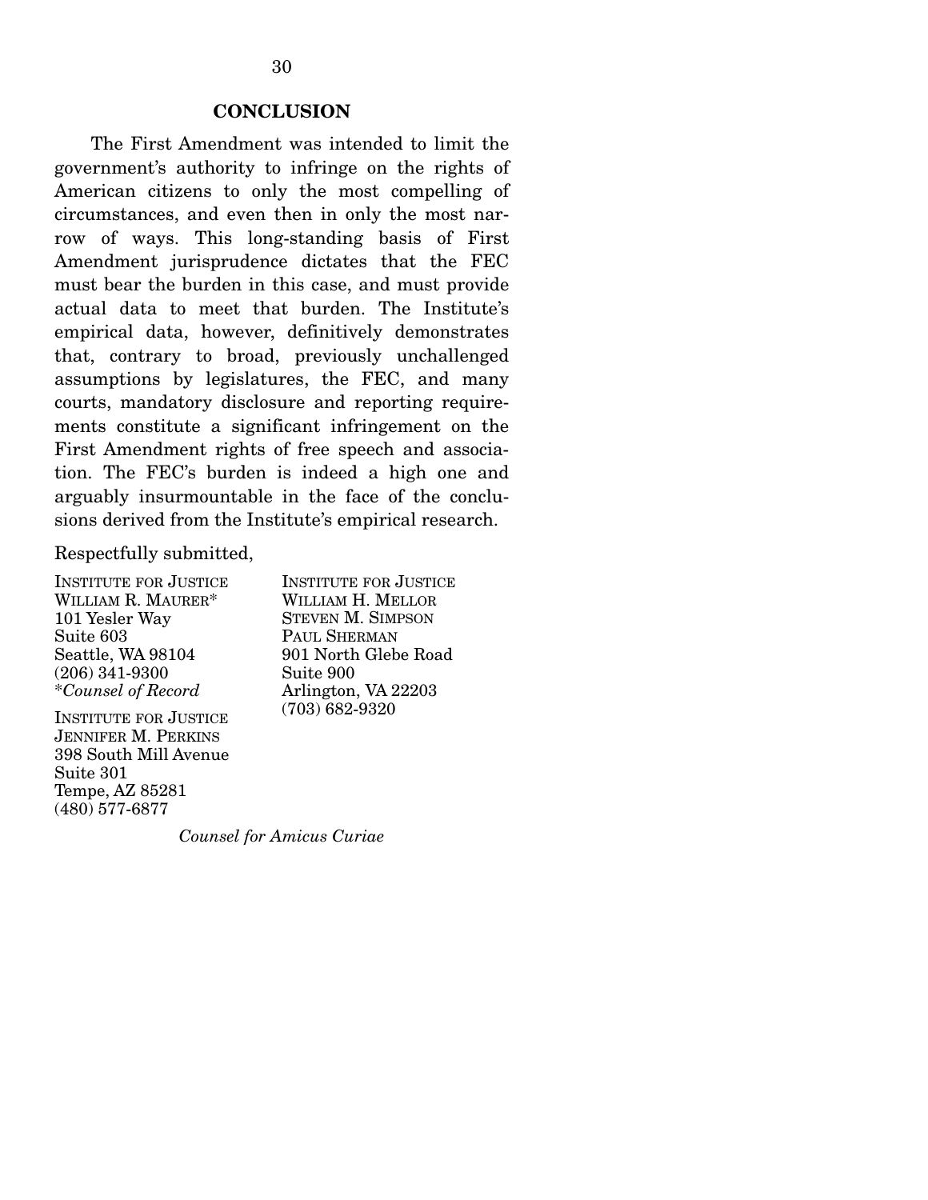## CONCLUSION

The First Amendment was intended to limit the government's authority to infringe on the rights of American citizens to only the most compelling of circumstances, and even then in only the most narrow of ways. This long-standing basis of First Amendment jurisprudence dictates that the FEC must bear the burden in this case, and must provide actual data to meet that burden. The Institute's empirical data, however, definitively demonstrates that, contrary to broad, previously unchallenged assumptions by legislatures, the FEC, and many courts, mandatory disclosure and reporting requirements constitute a significant infringement on the First Amendment rights of free speech and association. The FEC's burden is indeed a high one and arguably insurmountable in the face of the conclusions derived from the Institute's empirical research.

Respectfully submitted,

INSTITUTE FOR JUSTICE
WILLIAM R. MAURER*
101 Yesler Way
Suite 603
Seattle, WA 98104
(206) 341-9300
**Counsel of Record*

INSTITUTE FOR JUSTICE
JENNIFER M. PERKINS
398 South Mill Avenue
Suite 301
Tempe, AZ 85281
(480) 577-6877

INSTITUTE FOR JUSTICE
WILLIAM H. MELLOR
STEVEN M. SIMPSON
PAUL SHERMAN
901 North Glebe Road
Suite 900
Arlington, VA 22203
(703) 682-9320

*Counsel for Amicus Curiae*